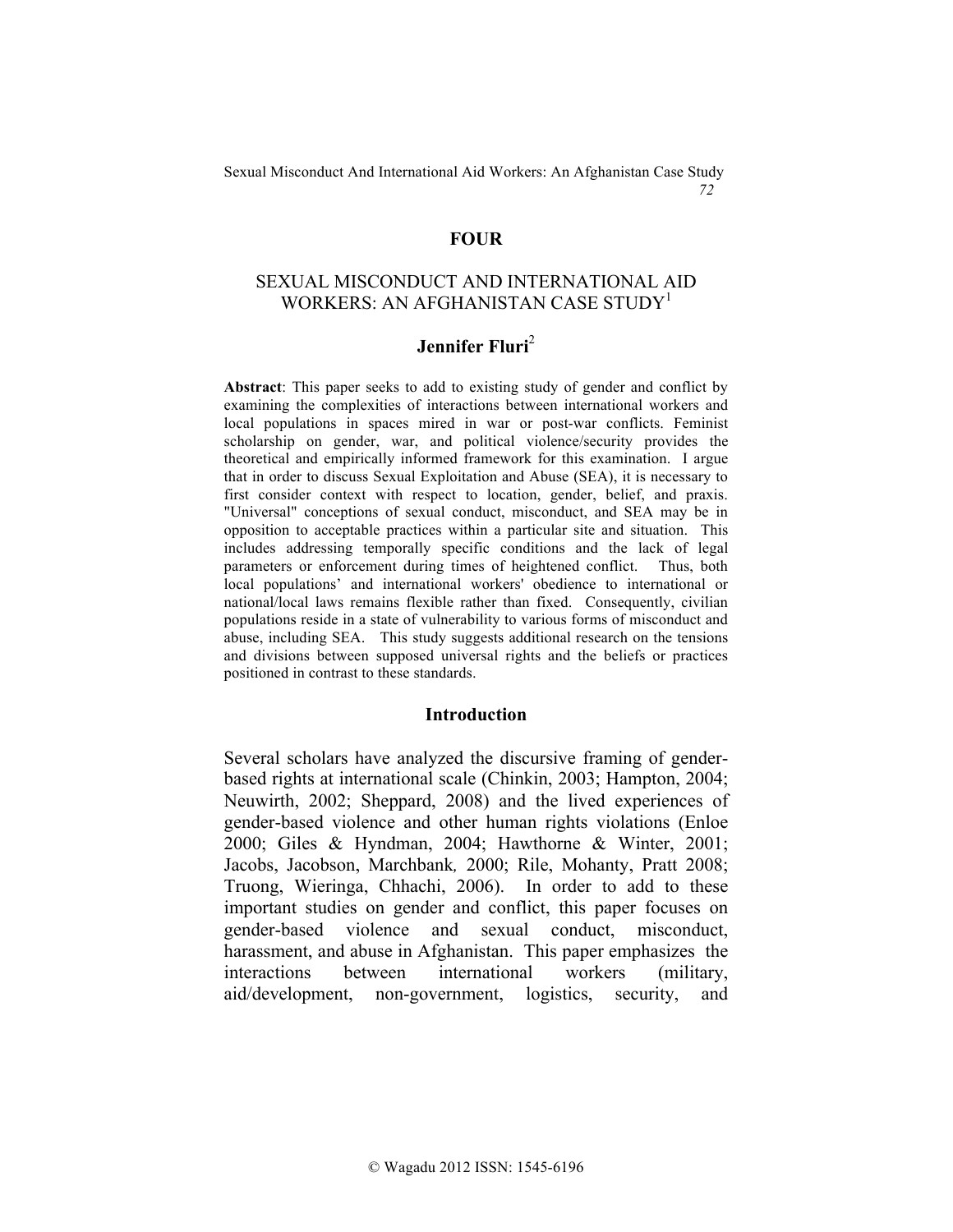**FOUR**

# SEXUAL MISCONDUCT AND INTERNATIONAL AID WORKERS: AN AFGHANISTAN CASE STUDY[1]

**Jennifer Fluri**[2]

**Abstract**: This paper seeks to add to existing study of gender and conflict by examining the complexities of interactions between international workers and local populations in spaces mired in war or post-war conflicts. Feminist scholarship on gender, war, and political violence/security provides the theoretical and empirically informed framework for this examination. I argue that in order to discuss Sexual Exploitation and Abuse (SEA), it is necessary to first consider context with respect to location, gender, belief, and praxis. "Universal" conceptions of sexual conduct, misconduct, and SEA may be in opposition to acceptable practices within a particular site and situation. This includes addressing temporally specific conditions and the lack of legal parameters or enforcement during times of heightened conflict. Thus, both local populations' and international workers' obedience to international or national/local laws remains flexible rather than fixed. Consequently, civilian populations reside in a state of vulnerability to various forms of misconduct and abuse, including SEA. This study suggests additional research on the tensions and divisions between supposed universal rights and the beliefs or practices positioned in contrast to these standards.

## Introduction

Several scholars have analyzed the discursive framing of gender-based rights at international scale (Chinkin, 2003; Hampton, 2004; Neuwirth, 2002; Sheppard, 2008) and the lived experiences of gender-based violence and other human rights violations (Enloe 2000; Giles & Hyndman, 2004; Hawthorne & Winter, 2001; Jacobs, Jacobson, Marchbank*,* 2000; Rile, Mohanty, Pratt 2008; Truong, Wieringa, Chhachi, 2006). In order to add to these important studies on gender and conflict, this paper focuses on gender-based violence and sexual conduct, misconduct, harassment, and abuse in Afghanistan. This paper emphasizes the interactions between international workers (military, aid/development, non-government, logistics, security, and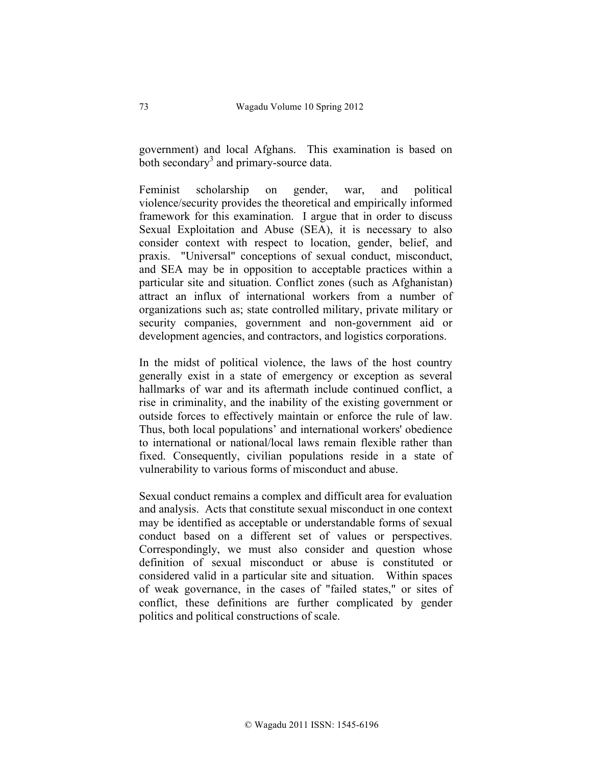government) and local Afghans. This examination is based on both secondary[3] and primary-source data.

Feminist scholarship on gender, war, and political violence/security provides the theoretical and empirically informed framework for this examination. I argue that in order to discuss Sexual Exploitation and Abuse (SEA), it is necessary to also consider context with respect to location, gender, belief, and praxis. "Universal" conceptions of sexual conduct, misconduct, and SEA may be in opposition to acceptable practices within a particular site and situation. Conflict zones (such as Afghanistan) attract an influx of international workers from a number of organizations such as; state controlled military, private military or security companies, government and non-government aid or development agencies, and contractors, and logistics corporations.

In the midst of political violence, the laws of the host country generally exist in a state of emergency or exception as several hallmarks of war and its aftermath include continued conflict, a rise in criminality, and the inability of the existing government or outside forces to effectively maintain or enforce the rule of law. Thus, both local populations' and international workers' obedience to international or national/local laws remain flexible rather than fixed. Consequently, civilian populations reside in a state of vulnerability to various forms of misconduct and abuse.

Sexual conduct remains a complex and difficult area for evaluation and analysis. Acts that constitute sexual misconduct in one context may be identified as acceptable or understandable forms of sexual conduct based on a different set of values or perspectives. Correspondingly, we must also consider and question whose definition of sexual misconduct or abuse is constituted or considered valid in a particular site and situation. Within spaces of weak governance, in the cases of "failed states," or sites of conflict, these definitions are further complicated by gender politics and political constructions of scale.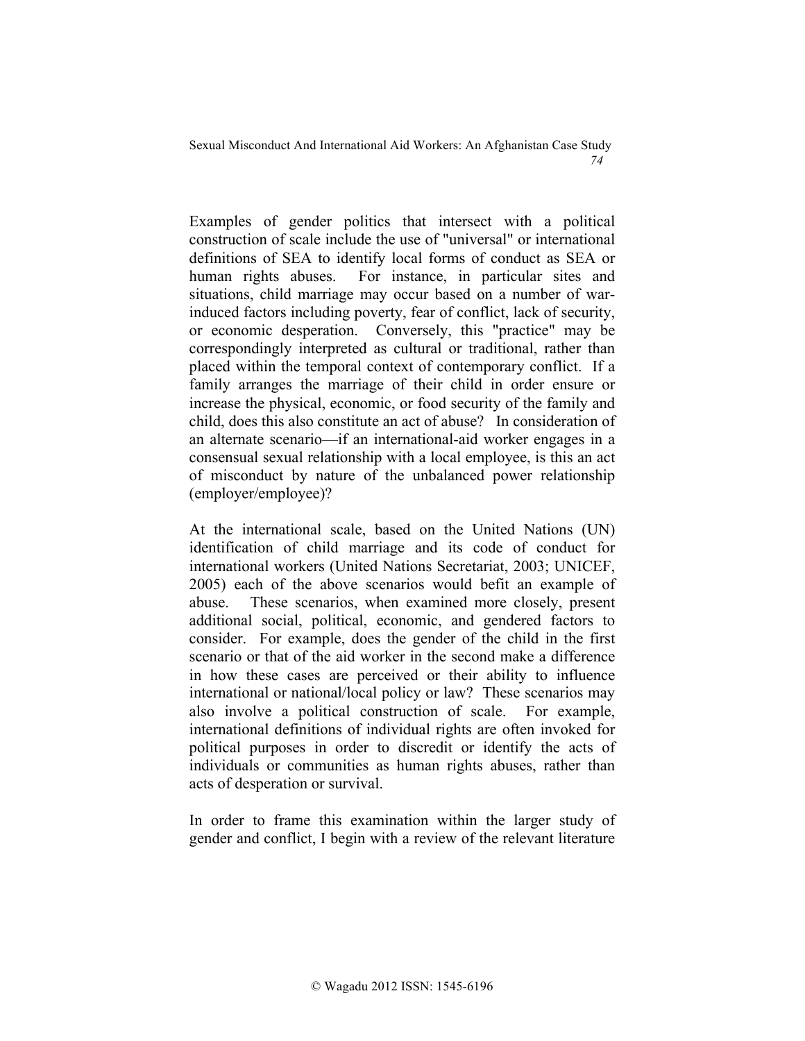Examples of gender politics that intersect with a political construction of scale include the use of "universal" or international definitions of SEA to identify local forms of conduct as SEA or human rights abuses. For instance, in particular sites and situations, child marriage may occur based on a number of war-induced factors including poverty, fear of conflict, lack of security, or economic desperation. Conversely, this "practice" may be correspondingly interpreted as cultural or traditional, rather than placed within the temporal context of contemporary conflict. If a family arranges the marriage of their child in order ensure or increase the physical, economic, or food security of the family and child, does this also constitute an act of abuse? In consideration of an alternate scenario—if an international-aid worker engages in a consensual sexual relationship with a local employee, is this an act of misconduct by nature of the unbalanced power relationship (employer/employee)?

At the international scale, based on the United Nations (UN) identification of child marriage and its code of conduct for international workers (United Nations Secretariat, 2003; UNICEF, 2005) each of the above scenarios would befit an example of abuse. These scenarios, when examined more closely, present additional social, political, economic, and gendered factors to consider. For example, does the gender of the child in the first scenario or that of the aid worker in the second make a difference in how these cases are perceived or their ability to influence international or national/local policy or law? These scenarios may also involve a political construction of scale. For example, international definitions of individual rights are often invoked for political purposes in order to discredit or identify the acts of individuals or communities as human rights abuses, rather than acts of desperation or survival.

In order to frame this examination within the larger study of gender and conflict, I begin with a review of the relevant literature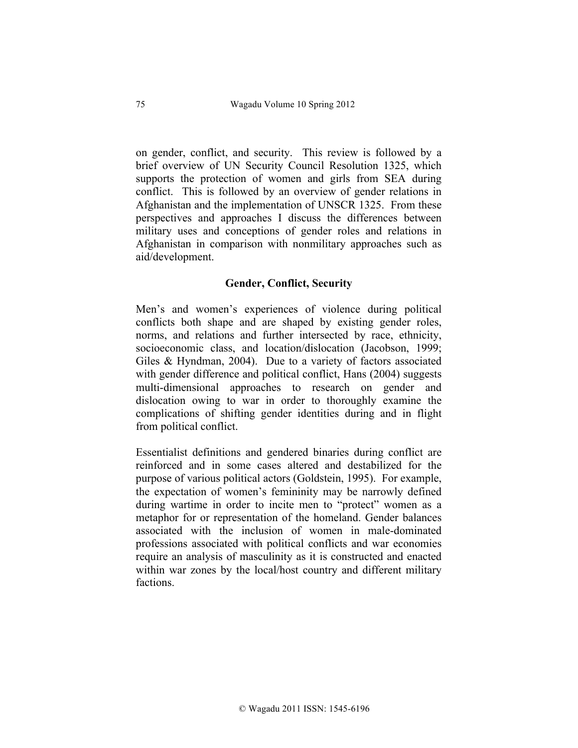on gender, conflict, and security. This review is followed by a brief overview of UN Security Council Resolution 1325, which supports the protection of women and girls from SEA during conflict. This is followed by an overview of gender relations in Afghanistan and the implementation of UNSCR 1325. From these perspectives and approaches I discuss the differences between military uses and conceptions of gender roles and relations in Afghanistan in comparison with nonmilitary approaches such as aid/development.

## Gender, Conflict, Security

Men's and women's experiences of violence during political conflicts both shape and are shaped by existing gender roles, norms, and relations and further intersected by race, ethnicity, socioeconomic class, and location/dislocation (Jacobson, 1999; Giles & Hyndman, 2004). Due to a variety of factors associated with gender difference and political conflict, Hans (2004) suggests multi-dimensional approaches to research on gender and dislocation owing to war in order to thoroughly examine the complications of shifting gender identities during and in flight from political conflict.

Essentialist definitions and gendered binaries during conflict are reinforced and in some cases altered and destabilized for the purpose of various political actors (Goldstein, 1995). For example, the expectation of women's femininity may be narrowly defined during wartime in order to incite men to "protect" women as a metaphor for or representation of the homeland. Gender balances associated with the inclusion of women in male-dominated professions associated with political conflicts and war economies require an analysis of masculinity as it is constructed and enacted within war zones by the local/host country and different military factions.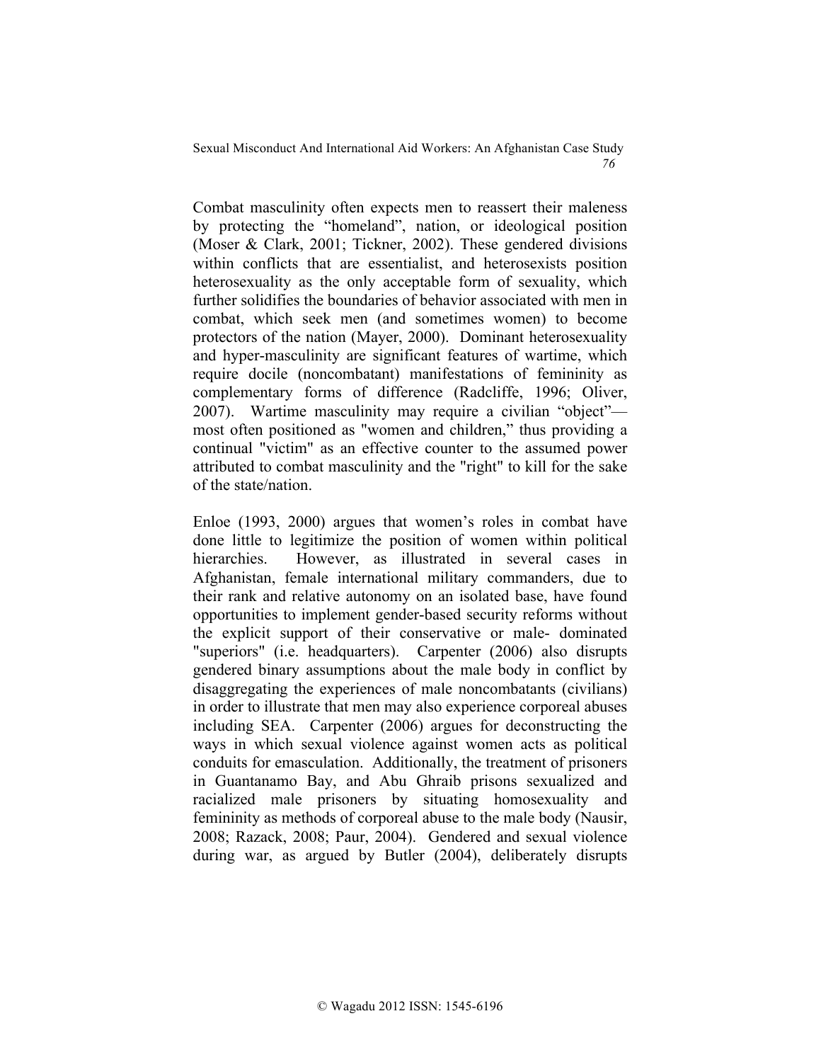Combat masculinity often expects men to reassert their maleness by protecting the "homeland", nation, or ideological position (Moser & Clark, 2001; Tickner, 2002). These gendered divisions within conflicts that are essentialist, and heterosexists position heterosexuality as the only acceptable form of sexuality, which further solidifies the boundaries of behavior associated with men in combat, which seek men (and sometimes women) to become protectors of the nation (Mayer, 2000). Dominant heterosexuality and hyper-masculinity are significant features of wartime, which require docile (noncombatant) manifestations of femininity as complementary forms of difference (Radcliffe, 1996; Oliver, 2007). Wartime masculinity may require a civilian "object"—most often positioned as "women and children," thus providing a continual "victim" as an effective counter to the assumed power attributed to combat masculinity and the "right" to kill for the sake of the state/nation.

Enloe (1993, 2000) argues that women's roles in combat have done little to legitimize the position of women within political hierarchies. However, as illustrated in several cases in Afghanistan, female international military commanders, due to their rank and relative autonomy on an isolated base, have found opportunities to implement gender-based security reforms without the explicit support of their conservative or male- dominated "superiors" (i.e. headquarters). Carpenter (2006) also disrupts gendered binary assumptions about the male body in conflict by disaggregating the experiences of male noncombatants (civilians) in order to illustrate that men may also experience corporeal abuses including SEA. Carpenter (2006) argues for deconstructing the ways in which sexual violence against women acts as political conduits for emasculation. Additionally, the treatment of prisoners in Guantanamo Bay, and Abu Ghraib prisons sexualized and racialized male prisoners by situating homosexuality and femininity as methods of corporeal abuse to the male body (Nausir, 2008; Razack, 2008; Paur, 2004). Gendered and sexual violence during war, as argued by Butler (2004), deliberately disrupts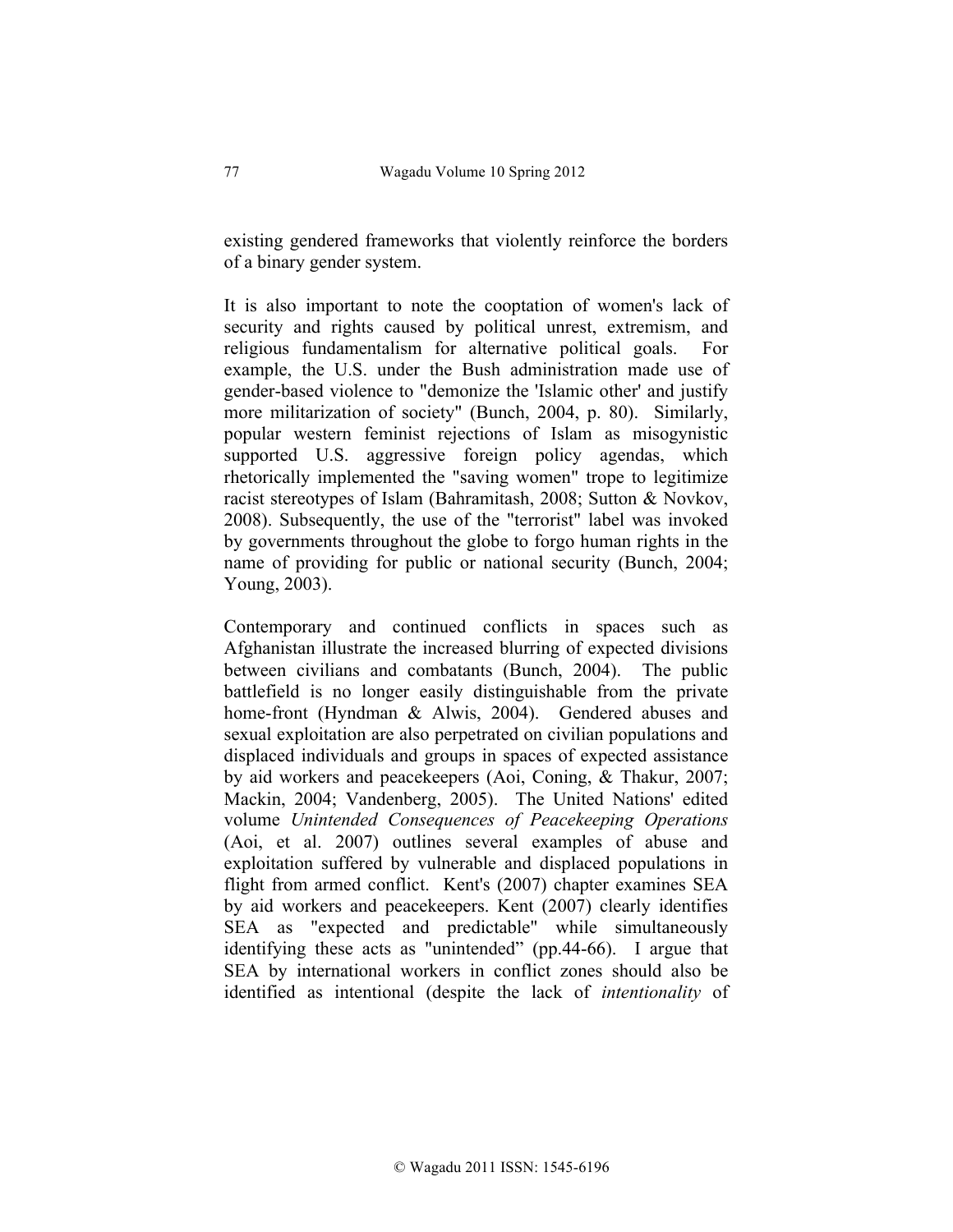existing gendered frameworks that violently reinforce the borders of a binary gender system.

It is also important to note the cooptation of women's lack of security and rights caused by political unrest, extremism, and religious fundamentalism for alternative political goals. For example, the U.S. under the Bush administration made use of gender-based violence to "demonize the 'Islamic other' and justify more militarization of society" (Bunch, 2004, p. 80). Similarly, popular western feminist rejections of Islam as misogynistic supported U.S. aggressive foreign policy agendas, which rhetorically implemented the "saving women" trope to legitimize racist stereotypes of Islam (Bahramitash, 2008; Sutton & Novkov, 2008). Subsequently, the use of the "terrorist" label was invoked by governments throughout the globe to forgo human rights in the name of providing for public or national security (Bunch, 2004; Young, 2003).

Contemporary and continued conflicts in spaces such as Afghanistan illustrate the increased blurring of expected divisions between civilians and combatants (Bunch, 2004). The public battlefield is no longer easily distinguishable from the private home-front (Hyndman & Alwis, 2004). Gendered abuses and sexual exploitation are also perpetrated on civilian populations and displaced individuals and groups in spaces of expected assistance by aid workers and peacekeepers (Aoi, Coning, & Thakur, 2007; Mackin, 2004; Vandenberg, 2005). The United Nations' edited volume *Unintended Consequences of Peacekeeping Operations* (Aoi, et al. 2007) outlines several examples of abuse and exploitation suffered by vulnerable and displaced populations in flight from armed conflict. Kent's (2007) chapter examines SEA by aid workers and peacekeepers. Kent (2007) clearly identifies SEA as "expected and predictable" while simultaneously identifying these acts as "unintended" (pp.44-66). I argue that SEA by international workers in conflict zones should also be identified as intentional (despite the lack of *intentionality* of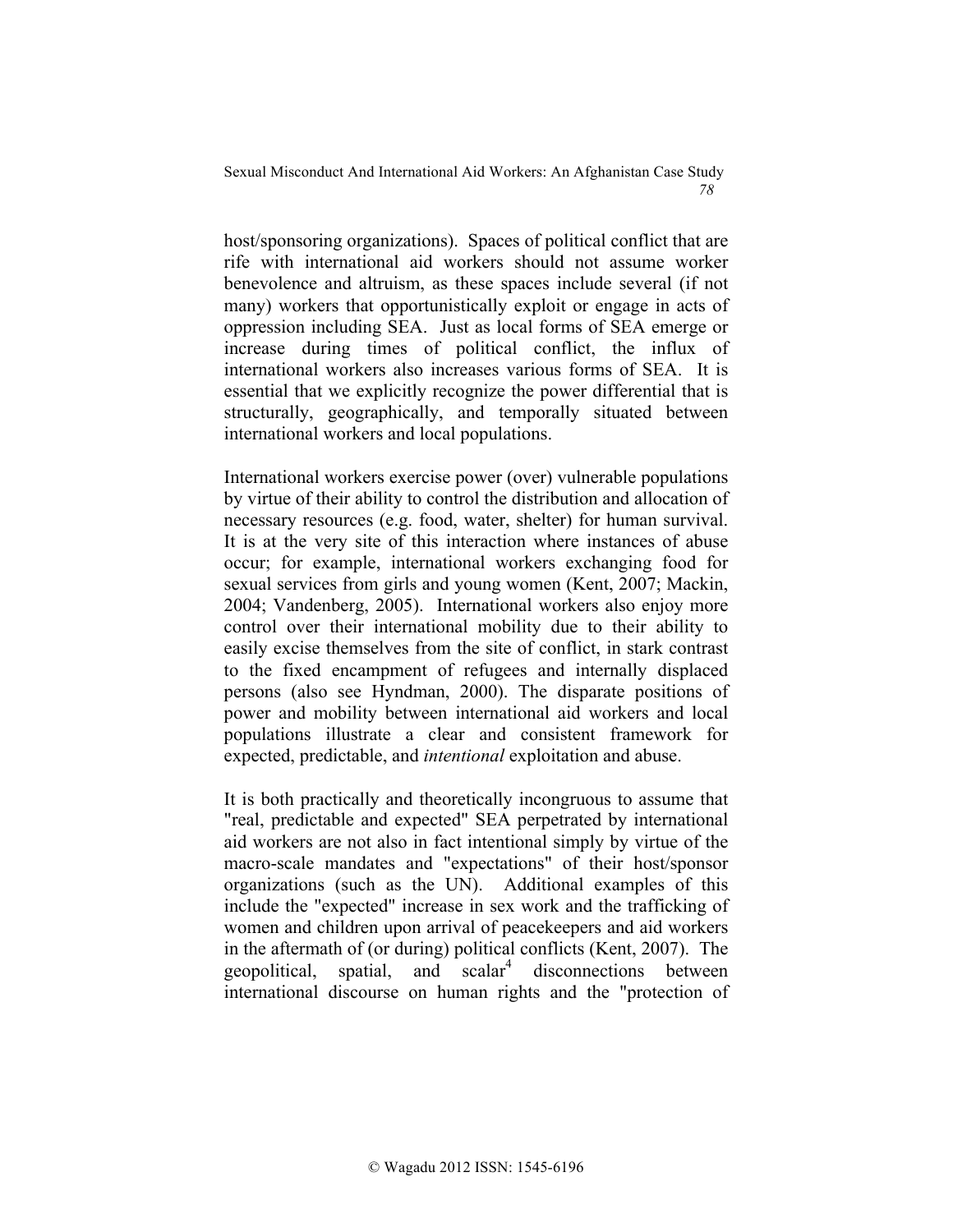host/sponsoring organizations). Spaces of political conflict that are rife with international aid workers should not assume worker benevolence and altruism, as these spaces include several (if not many) workers that opportunistically exploit or engage in acts of oppression including SEA. Just as local forms of SEA emerge or increase during times of political conflict, the influx of international workers also increases various forms of SEA. It is essential that we explicitly recognize the power differential that is structurally, geographically, and temporally situated between international workers and local populations.

International workers exercise power (over) vulnerable populations by virtue of their ability to control the distribution and allocation of necessary resources (e.g. food, water, shelter) for human survival. It is at the very site of this interaction where instances of abuse occur; for example, international workers exchanging food for sexual services from girls and young women (Kent, 2007; Mackin, 2004; Vandenberg, 2005). International workers also enjoy more control over their international mobility due to their ability to easily excise themselves from the site of conflict, in stark contrast to the fixed encampment of refugees and internally displaced persons (also see Hyndman, 2000). The disparate positions of power and mobility between international aid workers and local populations illustrate a clear and consistent framework for expected, predictable, and *intentional* exploitation and abuse.

It is both practically and theoretically incongruous to assume that "real, predictable and expected" SEA perpetrated by international aid workers are not also in fact intentional simply by virtue of the macro-scale mandates and "expectations" of their host/sponsor organizations (such as the UN). Additional examples of this include the "expected" increase in sex work and the trafficking of women and children upon arrival of peacekeepers and aid workers in the aftermath of (or during) political conflicts (Kent, 2007). The geopolitical, spatial, and scalar[4] disconnections between international discourse on human rights and the "protection of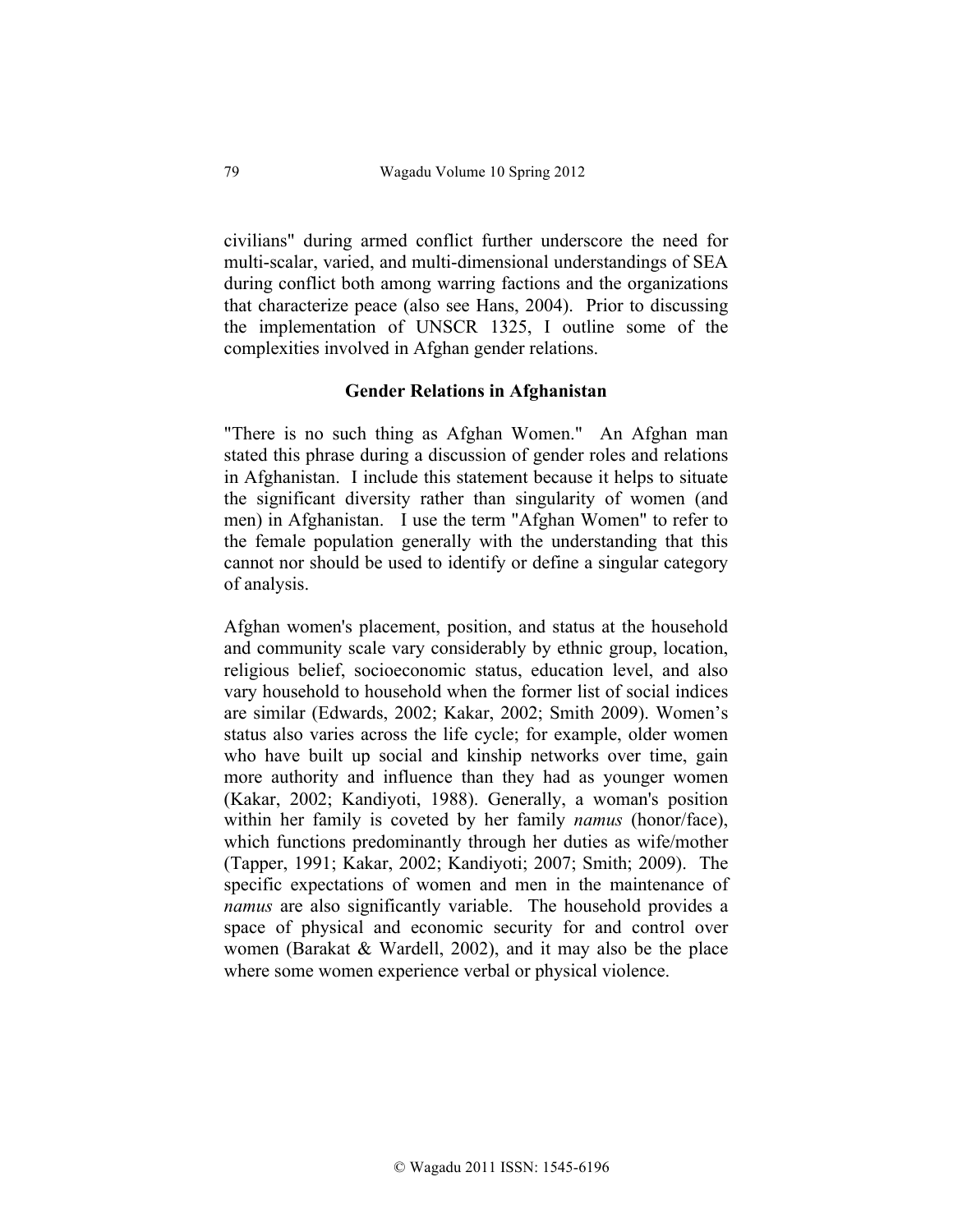civilians" during armed conflict further underscore the need for multi-scalar, varied, and multi-dimensional understandings of SEA during conflict both among warring factions and the organizations that characterize peace (also see Hans, 2004). Prior to discussing the implementation of UNSCR 1325, I outline some of the complexities involved in Afghan gender relations.

## Gender Relations in Afghanistan

"There is no such thing as Afghan Women." An Afghan man stated this phrase during a discussion of gender roles and relations in Afghanistan. I include this statement because it helps to situate the significant diversity rather than singularity of women (and men) in Afghanistan. I use the term "Afghan Women" to refer to the female population generally with the understanding that this cannot nor should be used to identify or define a singular category of analysis.

Afghan women's placement, position, and status at the household and community scale vary considerably by ethnic group, location, religious belief, socioeconomic status, education level, and also vary household to household when the former list of social indices are similar (Edwards, 2002; Kakar, 2002; Smith 2009). Women's status also varies across the life cycle; for example, older women who have built up social and kinship networks over time, gain more authority and influence than they had as younger women (Kakar, 2002; Kandiyoti, 1988). Generally, a woman's position within her family is coveted by her family *namus* (honor/face), which functions predominantly through her duties as wife/mother (Tapper, 1991; Kakar, 2002; Kandiyoti; 2007; Smith; 2009). The specific expectations of women and men in the maintenance of *namus* are also significantly variable. The household provides a space of physical and economic security for and control over women (Barakat & Wardell, 2002), and it may also be the place where some women experience verbal or physical violence.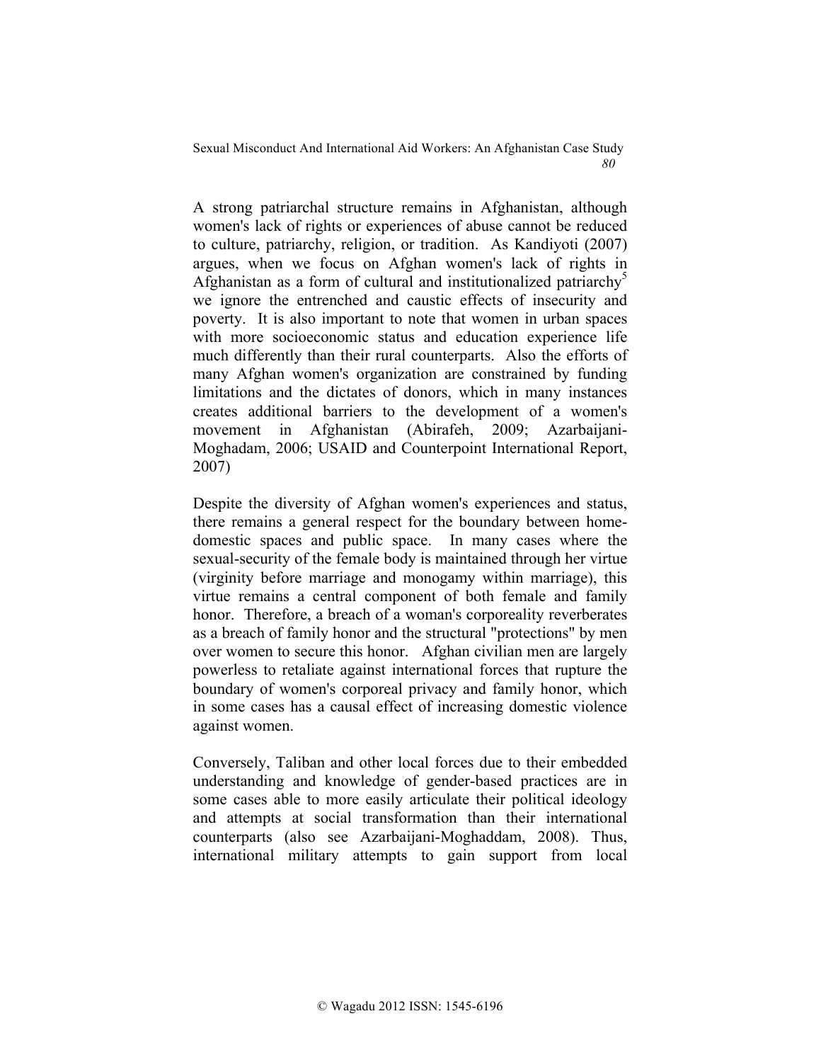A strong patriarchal structure remains in Afghanistan, although women's lack of rights or experiences of abuse cannot be reduced to culture, patriarchy, religion, or tradition. As Kandiyoti (2007) argues, when we focus on Afghan women's lack of rights in Afghanistan as a form of cultural and institutionalized patriarchy[5] we ignore the entrenched and caustic effects of insecurity and poverty. It is also important to note that women in urban spaces with more socioeconomic status and education experience life much differently than their rural counterparts. Also the efforts of many Afghan women's organization are constrained by funding limitations and the dictates of donors, which in many instances creates additional barriers to the development of a women's movement in Afghanistan (Abirafeh, 2009; Azarbaijani-Moghadam, 2006; USAID and Counterpoint International Report, 2007)

Despite the diversity of Afghan women's experiences and status, there remains a general respect for the boundary between home-domestic spaces and public space. In many cases where the sexual-security of the female body is maintained through her virtue (virginity before marriage and monogamy within marriage), this virtue remains a central component of both female and family honor. Therefore, a breach of a woman's corporeality reverberates as a breach of family honor and the structural "protections" by men over women to secure this honor. Afghan civilian men are largely powerless to retaliate against international forces that rupture the boundary of women's corporeal privacy and family honor, which in some cases has a causal effect of increasing domestic violence against women.

Conversely, Taliban and other local forces due to their embedded understanding and knowledge of gender-based practices are in some cases able to more easily articulate their political ideology and attempts at social transformation than their international counterparts (also see Azarbaijani-Moghaddam, 2008). Thus, international military attempts to gain support from local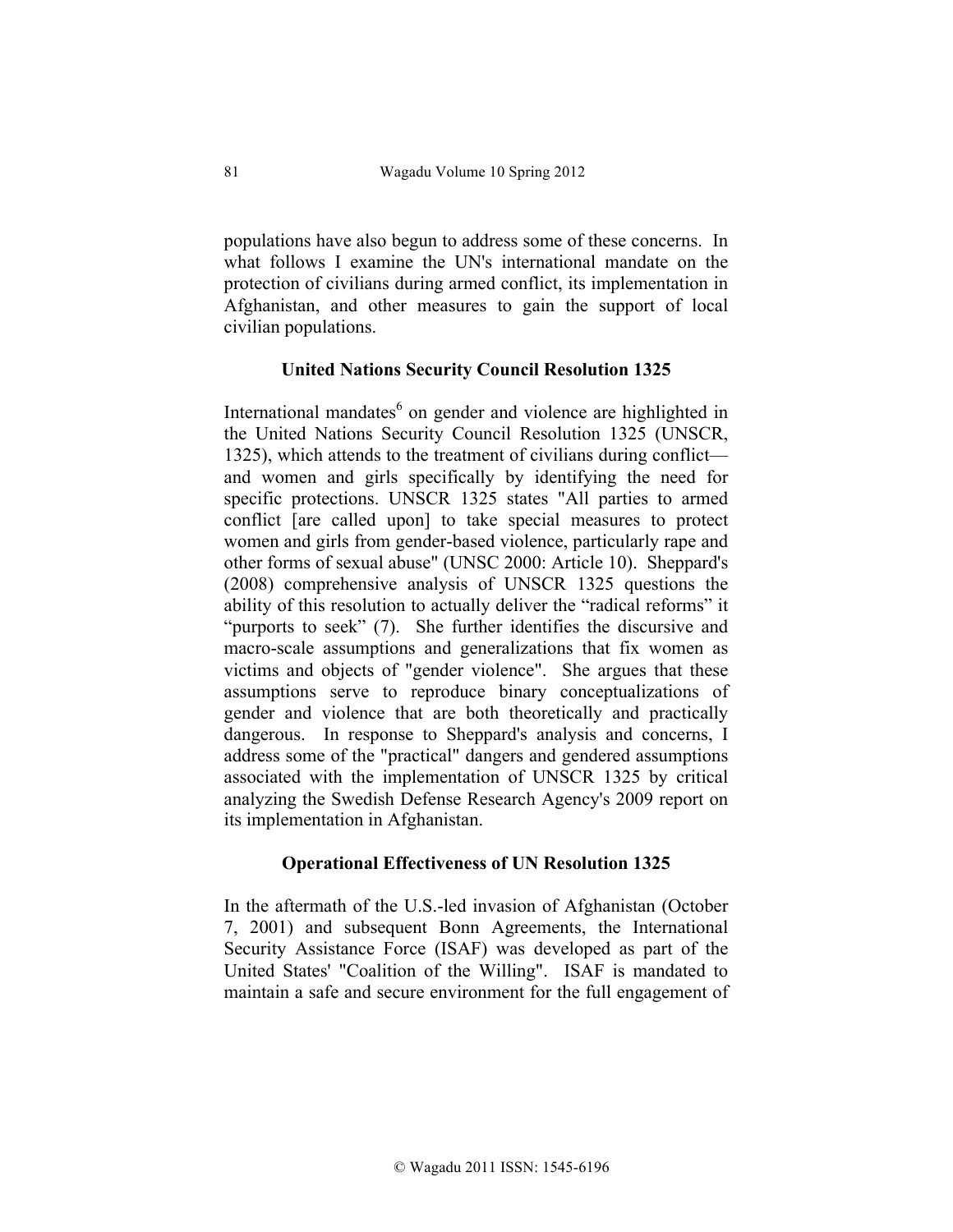populations have also begun to address some of these concerns. In what follows I examine the UN's international mandate on the protection of civilians during armed conflict, its implementation in Afghanistan, and other measures to gain the support of local civilian populations.

### United Nations Security Council Resolution 1325

International mandates[6] on gender and violence are highlighted in the United Nations Security Council Resolution 1325 (UNSCR, 1325), which attends to the treatment of civilians during conflict—and women and girls specifically by identifying the need for specific protections. UNSCR 1325 states "All parties to armed conflict [are called upon] to take special measures to protect women and girls from gender-based violence, particularly rape and other forms of sexual abuse" (UNSC 2000: Article 10). Sheppard's (2008) comprehensive analysis of UNSCR 1325 questions the ability of this resolution to actually deliver the "radical reforms" it "purports to seek" (7). She further identifies the discursive and macro-scale assumptions and generalizations that fix women as victims and objects of "gender violence". She argues that these assumptions serve to reproduce binary conceptualizations of gender and violence that are both theoretically and practically dangerous. In response to Sheppard's analysis and concerns, I address some of the "practical" dangers and gendered assumptions associated with the implementation of UNSCR 1325 by critical analyzing the Swedish Defense Research Agency's 2009 report on its implementation in Afghanistan.

### Operational Effectiveness of UN Resolution 1325

In the aftermath of the U.S.-led invasion of Afghanistan (October 7, 2001) and subsequent Bonn Agreements, the International Security Assistance Force (ISAF) was developed as part of the United States' "Coalition of the Willing". ISAF is mandated to maintain a safe and secure environment for the full engagement of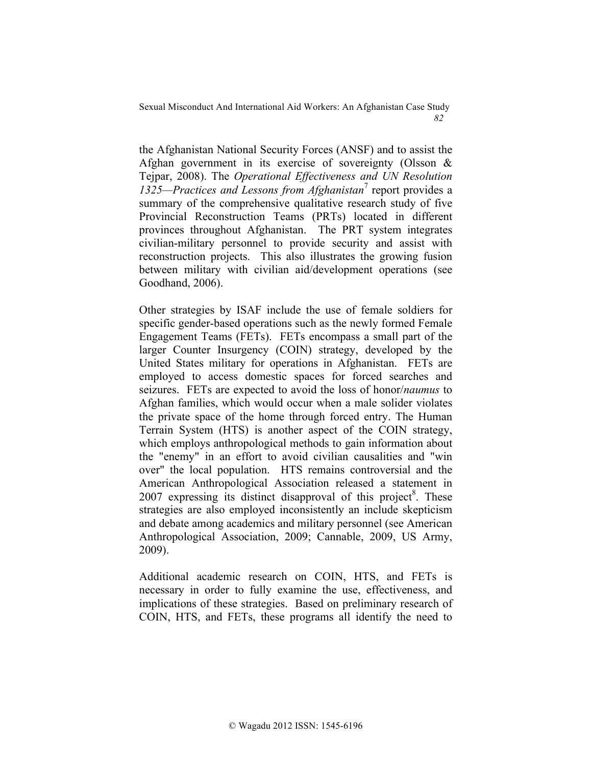the Afghanistan National Security Forces (ANSF) and to assist the Afghan government in its exercise of sovereignty (Olsson & Tejpar, 2008). The *Operational Effectiveness and UN Resolution 1325—Practices and Lessons from Afghanistan*[7] report provides a summary of the comprehensive qualitative research study of five Provincial Reconstruction Teams (PRTs) located in different provinces throughout Afghanistan. The PRT system integrates civilian-military personnel to provide security and assist with reconstruction projects. This also illustrates the growing fusion between military with civilian aid/development operations (see Goodhand, 2006).

Other strategies by ISAF include the use of female soldiers for specific gender-based operations such as the newly formed Female Engagement Teams (FETs). FETs encompass a small part of the larger Counter Insurgency (COIN) strategy, developed by the United States military for operations in Afghanistan. FETs are employed to access domestic spaces for forced searches and seizures. FETs are expected to avoid the loss of honor/*naumus* to Afghan families, which would occur when a male solider violates the private space of the home through forced entry. The Human Terrain System (HTS) is another aspect of the COIN strategy, which employs anthropological methods to gain information about the "enemy" in an effort to avoid civilian causalities and "win over" the local population. HTS remains controversial and the American Anthropological Association released a statement in 2007 expressing its distinct disapproval of this project[8]. These strategies are also employed inconsistently an include skepticism and debate among academics and military personnel (see American Anthropological Association, 2009; Cannable, 2009, US Army, 2009).

Additional academic research on COIN, HTS, and FETs is necessary in order to fully examine the use, effectiveness, and implications of these strategies. Based on preliminary research of COIN, HTS, and FETs, these programs all identify the need to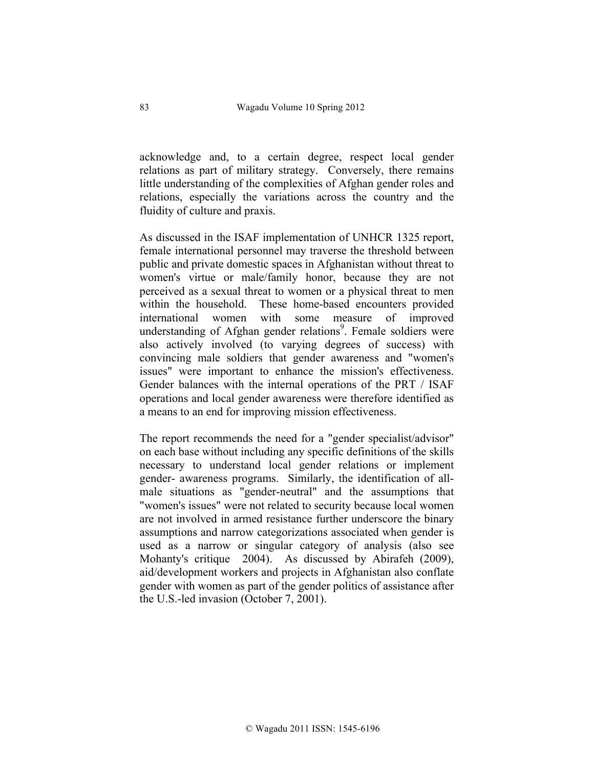acknowledge and, to a certain degree, respect local gender relations as part of military strategy. Conversely, there remains little understanding of the complexities of Afghan gender roles and relations, especially the variations across the country and the fluidity of culture and praxis.

As discussed in the ISAF implementation of UNHCR 1325 report, female international personnel may traverse the threshold between public and private domestic spaces in Afghanistan without threat to women's virtue or male/family honor, because they are not perceived as a sexual threat to women or a physical threat to men within the household. These home-based encounters provided international women with some measure of improved understanding of Afghan gender relations[9]. Female soldiers were also actively involved (to varying degrees of success) with convincing male soldiers that gender awareness and "women's issues" were important to enhance the mission's effectiveness. Gender balances with the internal operations of the PRT / ISAF operations and local gender awareness were therefore identified as a means to an end for improving mission effectiveness.

The report recommends the need for a "gender specialist/advisor" on each base without including any specific definitions of the skills necessary to understand local gender relations or implement gender- awareness programs. Similarly, the identification of all-male situations as "gender-neutral" and the assumptions that "women's issues" were not related to security because local women are not involved in armed resistance further underscore the binary assumptions and narrow categorizations associated when gender is used as a narrow or singular category of analysis (also see Mohanty's critique 2004). As discussed by Abirafeh (2009), aid/development workers and projects in Afghanistan also conflate gender with women as part of the gender politics of assistance after the U.S.-led invasion (October 7, 2001).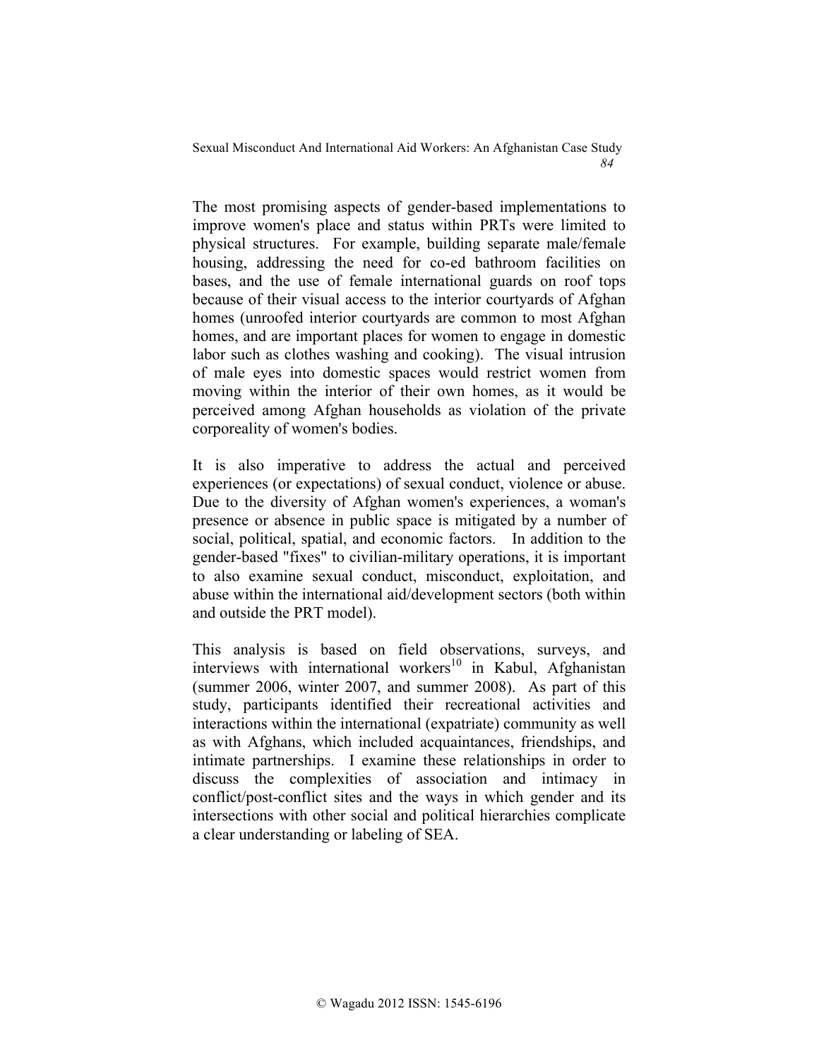The most promising aspects of gender-based implementations to improve women's place and status within PRTs were limited to physical structures. For example, building separate male/female housing, addressing the need for co-ed bathroom facilities on bases, and the use of female international guards on roof tops because of their visual access to the interior courtyards of Afghan homes (unroofed interior courtyards are common to most Afghan homes, and are important places for women to engage in domestic labor such as clothes washing and cooking). The visual intrusion of male eyes into domestic spaces would restrict women from moving within the interior of their own homes, as it would be perceived among Afghan households as violation of the private corporeality of women's bodies.

It is also imperative to address the actual and perceived experiences (or expectations) of sexual conduct, violence or abuse. Due to the diversity of Afghan women's experiences, a woman's presence or absence in public space is mitigated by a number of social, political, spatial, and economic factors. In addition to the gender-based "fixes" to civilian-military operations, it is important to also examine sexual conduct, misconduct, exploitation, and abuse within the international aid/development sectors (both within and outside the PRT model).

This analysis is based on field observations, surveys, and interviews with international workers[10] in Kabul, Afghanistan (summer 2006, winter 2007, and summer 2008). As part of this study, participants identified their recreational activities and interactions within the international (expatriate) community as well as with Afghans, which included acquaintances, friendships, and intimate partnerships. I examine these relationships in order to discuss the complexities of association and intimacy in conflict/post-conflict sites and the ways in which gender and its intersections with other social and political hierarchies complicate a clear understanding or labeling of SEA.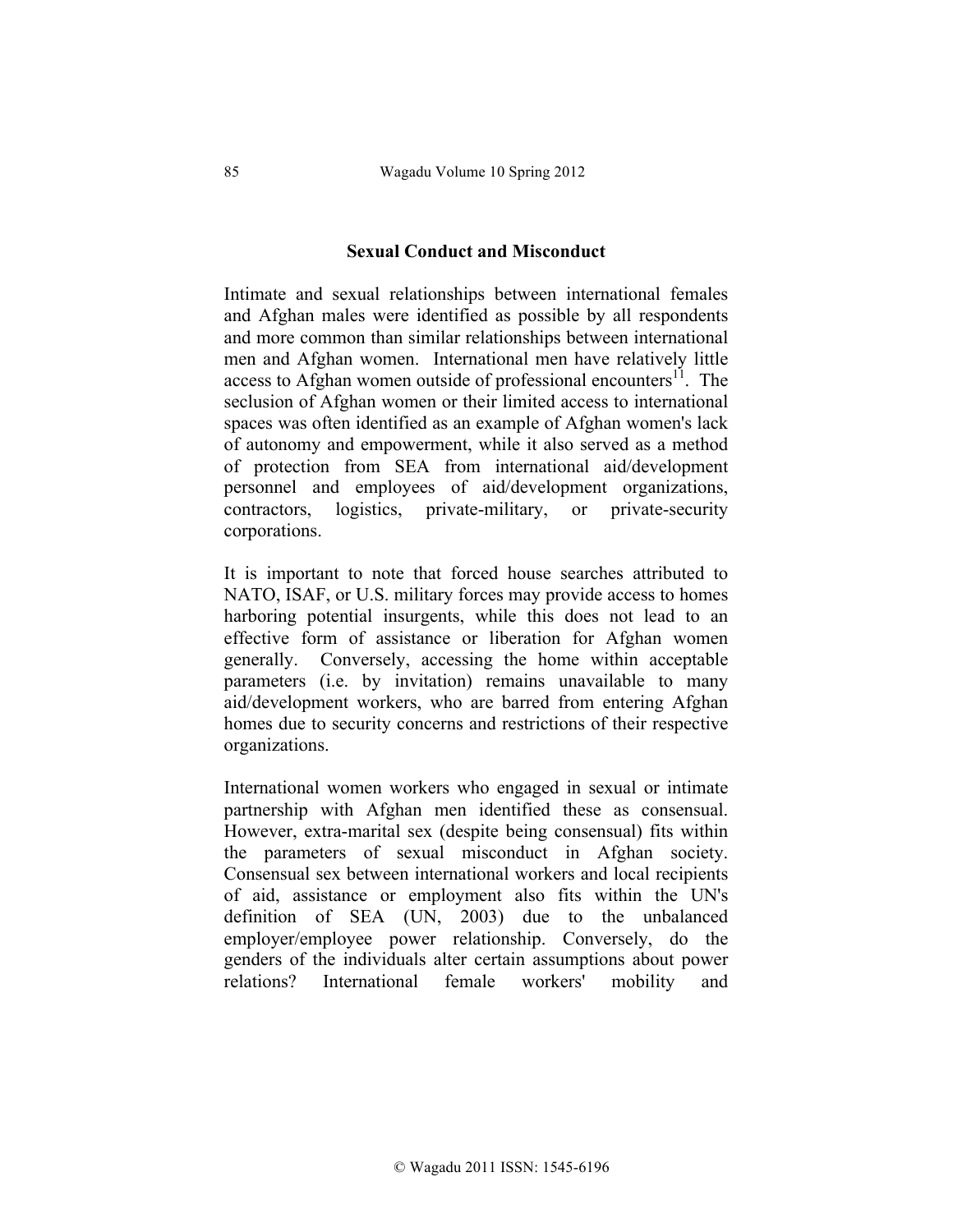## Sexual Conduct and Misconduct

Intimate and sexual relationships between international females and Afghan males were identified as possible by all respondents and more common than similar relationships between international men and Afghan women. International men have relatively little access to Afghan women outside of professional encounters[11]. The seclusion of Afghan women or their limited access to international spaces was often identified as an example of Afghan women's lack of autonomy and empowerment, while it also served as a method of protection from SEA from international aid/development personnel and employees of aid/development organizations, contractors, logistics, private-military, or private-security corporations.

It is important to note that forced house searches attributed to NATO, ISAF, or U.S. military forces may provide access to homes harboring potential insurgents, while this does not lead to an effective form of assistance or liberation for Afghan women generally. Conversely, accessing the home within acceptable parameters (i.e. by invitation) remains unavailable to many aid/development workers, who are barred from entering Afghan homes due to security concerns and restrictions of their respective organizations.

International women workers who engaged in sexual or intimate partnership with Afghan men identified these as consensual. However, extra-marital sex (despite being consensual) fits within the parameters of sexual misconduct in Afghan society. Consensual sex between international workers and local recipients of aid, assistance or employment also fits within the UN's definition of SEA (UN, 2003) due to the unbalanced employer/employee power relationship. Conversely, do the genders of the individuals alter certain assumptions about power relations? International female workers' mobility and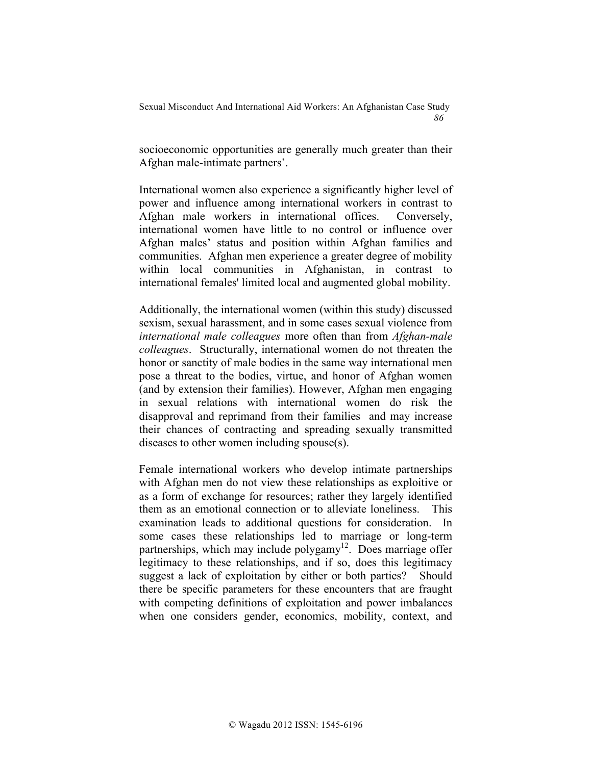socioeconomic opportunities are generally much greater than their Afghan male-intimate partners'.

International women also experience a significantly higher level of power and influence among international workers in contrast to Afghan male workers in international offices. Conversely, international women have little to no control or influence over Afghan males' status and position within Afghan families and communities. Afghan men experience a greater degree of mobility within local communities in Afghanistan, in contrast to international females' limited local and augmented global mobility.

Additionally, the international women (within this study) discussed sexism, sexual harassment, and in some cases sexual violence from *international male colleagues* more often than from *Afghan-male colleagues*. Structurally, international women do not threaten the honor or sanctity of male bodies in the same way international men pose a threat to the bodies, virtue, and honor of Afghan women (and by extension their families). However, Afghan men engaging in sexual relations with international women do risk the disapproval and reprimand from their families and may increase their chances of contracting and spreading sexually transmitted diseases to other women including spouse(s).

Female international workers who develop intimate partnerships with Afghan men do not view these relationships as exploitive or as a form of exchange for resources; rather they largely identified them as an emotional connection or to alleviate loneliness. This examination leads to additional questions for consideration. In some cases these relationships led to marriage or long-term partnerships, which may include polygamy[12]. Does marriage offer legitimacy to these relationships, and if so, does this legitimacy suggest a lack of exploitation by either or both parties? Should there be specific parameters for these encounters that are fraught with competing definitions of exploitation and power imbalances when one considers gender, economics, mobility, context, and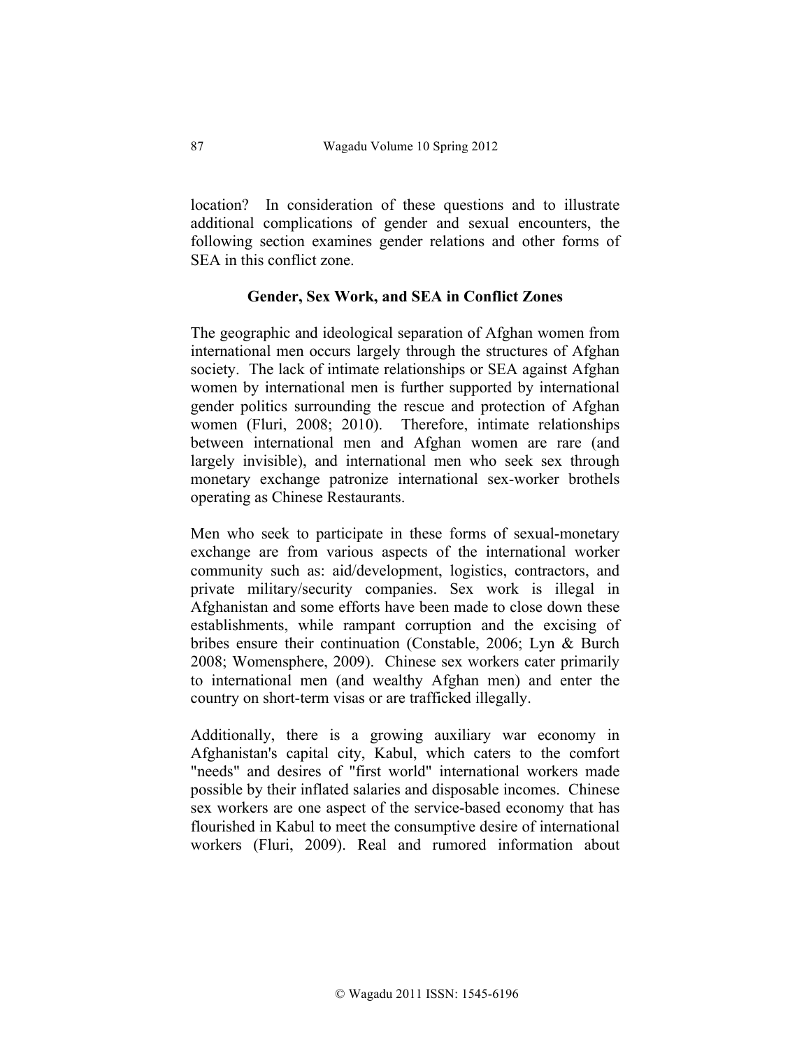location? In consideration of these questions and to illustrate additional complications of gender and sexual encounters, the following section examines gender relations and other forms of SEA in this conflict zone.

### Gender, Sex Work, and SEA in Conflict Zones

The geographic and ideological separation of Afghan women from international men occurs largely through the structures of Afghan society. The lack of intimate relationships or SEA against Afghan women by international men is further supported by international gender politics surrounding the rescue and protection of Afghan women (Fluri, 2008; 2010). Therefore, intimate relationships between international men and Afghan women are rare (and largely invisible), and international men who seek sex through monetary exchange patronize international sex-worker brothels operating as Chinese Restaurants.

Men who seek to participate in these forms of sexual-monetary exchange are from various aspects of the international worker community such as: aid/development, logistics, contractors, and private military/security companies. Sex work is illegal in Afghanistan and some efforts have been made to close down these establishments, while rampant corruption and the excising of bribes ensure their continuation (Constable, 2006; Lyn & Burch 2008; Womensphere, 2009). Chinese sex workers cater primarily to international men (and wealthy Afghan men) and enter the country on short-term visas or are trafficked illegally.

Additionally, there is a growing auxiliary war economy in Afghanistan's capital city, Kabul, which caters to the comfort "needs" and desires of "first world" international workers made possible by their inflated salaries and disposable incomes. Chinese sex workers are one aspect of the service-based economy that has flourished in Kabul to meet the consumptive desire of international workers (Fluri, 2009). Real and rumored information about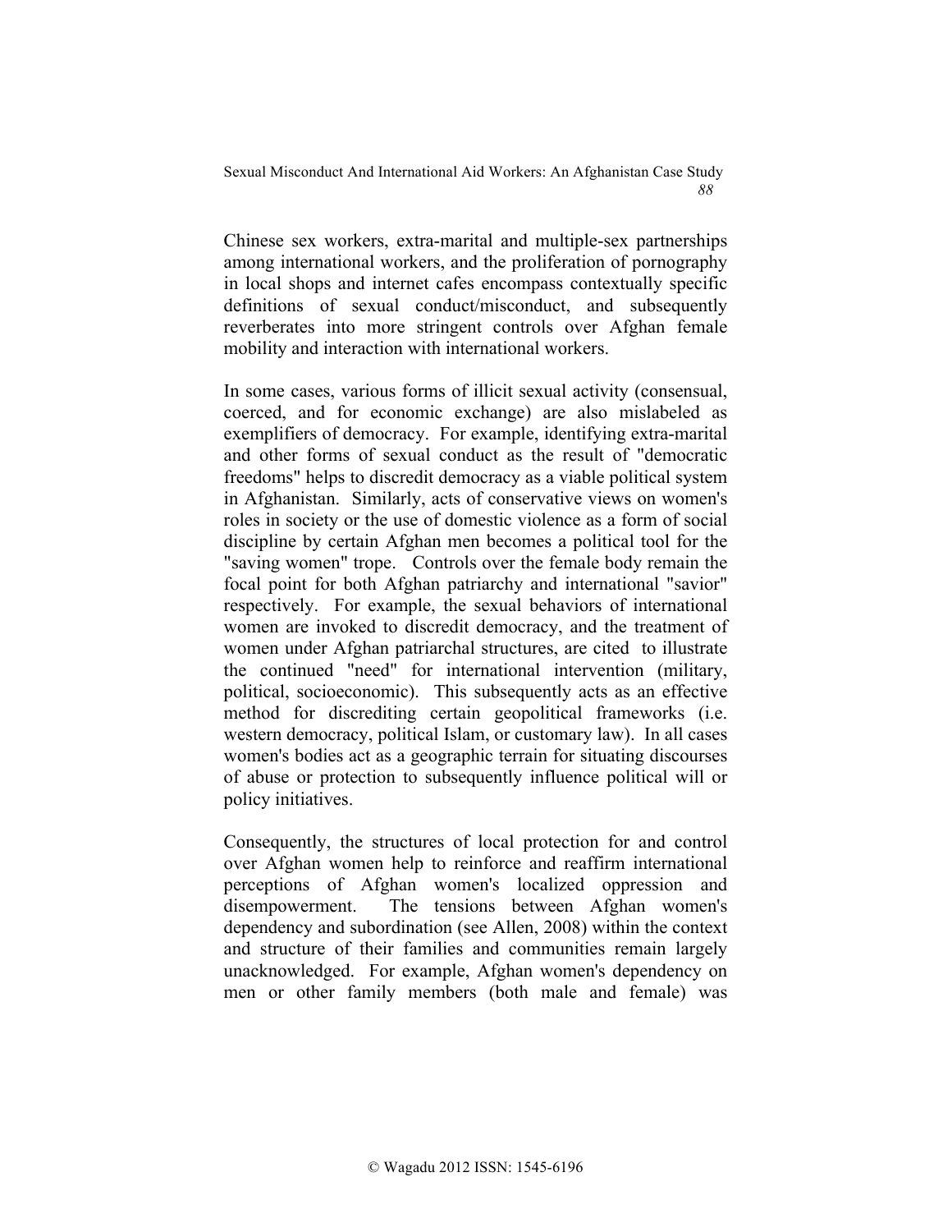Chinese sex workers, extra-marital and multiple-sex partnerships among international workers, and the proliferation of pornography in local shops and internet cafes encompass contextually specific definitions of sexual conduct/misconduct, and subsequently reverberates into more stringent controls over Afghan female mobility and interaction with international workers.

In some cases, various forms of illicit sexual activity (consensual, coerced, and for economic exchange) are also mislabeled as exemplifiers of democracy. For example, identifying extra-marital and other forms of sexual conduct as the result of "democratic freedoms" helps to discredit democracy as a viable political system in Afghanistan. Similarly, acts of conservative views on women's roles in society or the use of domestic violence as a form of social discipline by certain Afghan men becomes a political tool for the "saving women" trope. Controls over the female body remain the focal point for both Afghan patriarchy and international "savior" respectively. For example, the sexual behaviors of international women are invoked to discredit democracy, and the treatment of women under Afghan patriarchal structures, are cited to illustrate the continued "need" for international intervention (military, political, socioeconomic). This subsequently acts as an effective method for discrediting certain geopolitical frameworks (i.e. western democracy, political Islam, or customary law). In all cases women's bodies act as a geographic terrain for situating discourses of abuse or protection to subsequently influence political will or policy initiatives.

Consequently, the structures of local protection for and control over Afghan women help to reinforce and reaffirm international perceptions of Afghan women's localized oppression and disempowerment. The tensions between Afghan women's dependency and subordination (see Allen, 2008) within the context and structure of their families and communities remain largely unacknowledged. For example, Afghan women's dependency on men or other family members (both male and female) was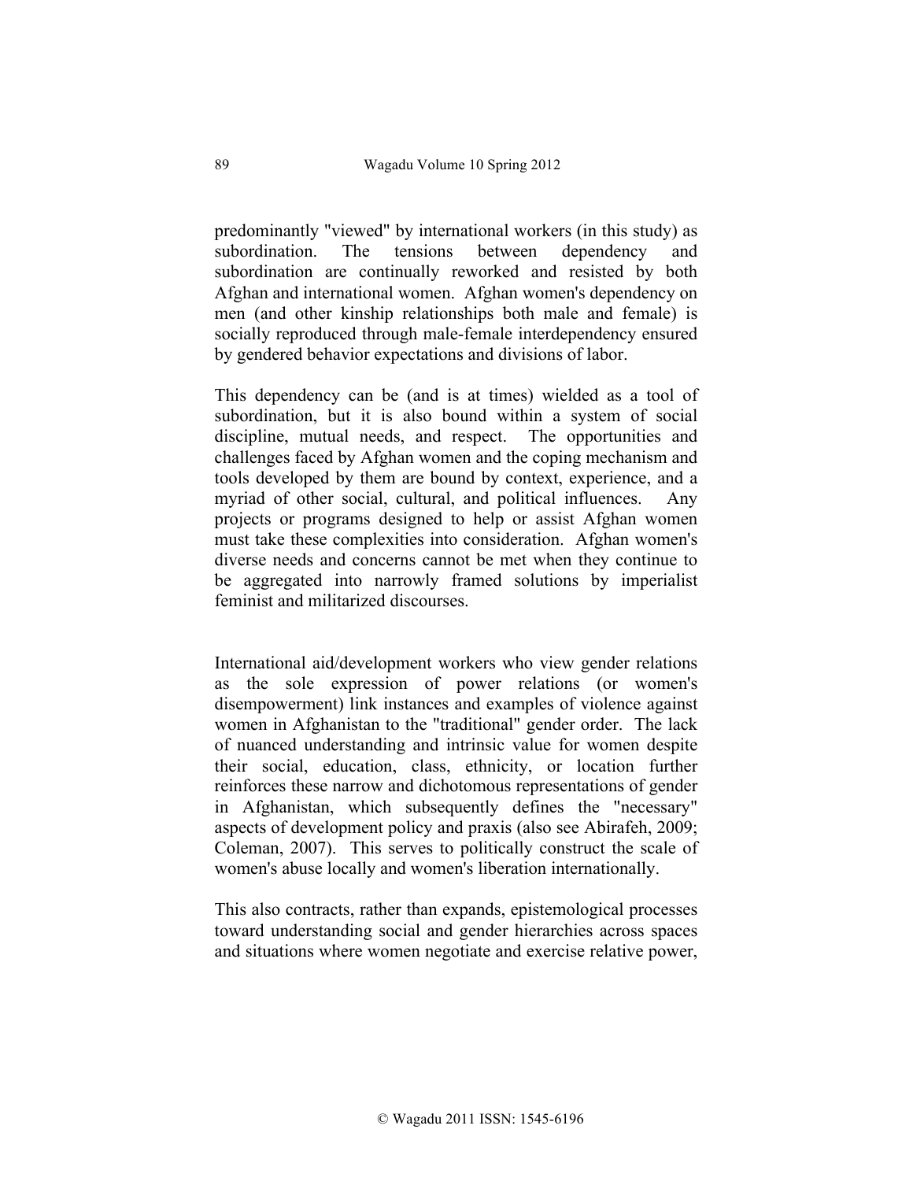predominantly "viewed" by international workers (in this study) as subordination. The tensions between dependency and subordination are continually reworked and resisted by both Afghan and international women. Afghan women's dependency on men (and other kinship relationships both male and female) is socially reproduced through male-female interdependency ensured by gendered behavior expectations and divisions of labor.

This dependency can be (and is at times) wielded as a tool of subordination, but it is also bound within a system of social discipline, mutual needs, and respect. The opportunities and challenges faced by Afghan women and the coping mechanism and tools developed by them are bound by context, experience, and a myriad of other social, cultural, and political influences. Any projects or programs designed to help or assist Afghan women must take these complexities into consideration. Afghan women's diverse needs and concerns cannot be met when they continue to be aggregated into narrowly framed solutions by imperialist feminist and militarized discourses.

International aid/development workers who view gender relations as the sole expression of power relations (or women's disempowerment) link instances and examples of violence against women in Afghanistan to the "traditional" gender order. The lack of nuanced understanding and intrinsic value for women despite their social, education, class, ethnicity, or location further reinforces these narrow and dichotomous representations of gender in Afghanistan, which subsequently defines the "necessary" aspects of development policy and praxis (also see Abirafeh, 2009; Coleman, 2007). This serves to politically construct the scale of women's abuse locally and women's liberation internationally.

This also contracts, rather than expands, epistemological processes toward understanding social and gender hierarchies across spaces and situations where women negotiate and exercise relative power,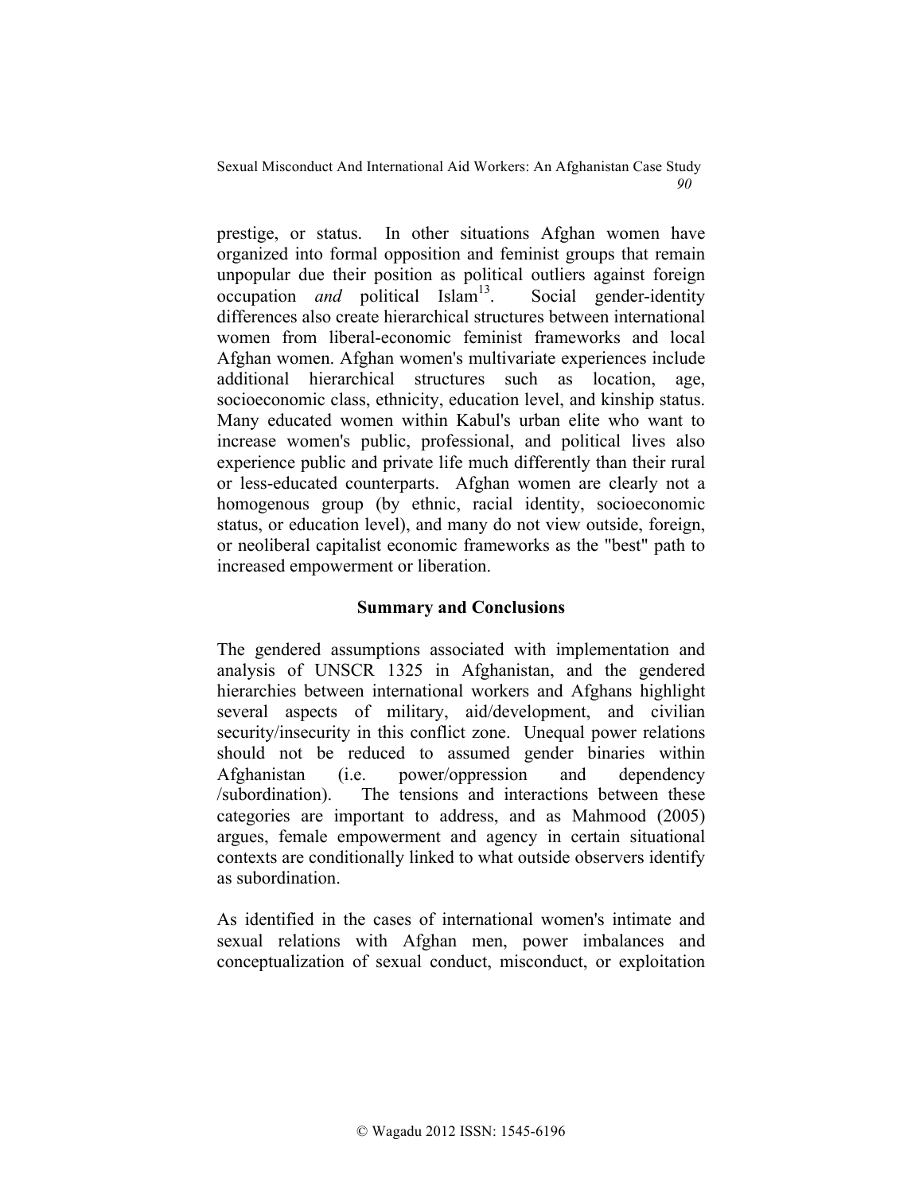prestige, or status. In other situations Afghan women have organized into formal opposition and feminist groups that remain unpopular due their position as political outliers against foreign occupation *and* political Islam[13]. Social gender-identity differences also create hierarchical structures between international women from liberal-economic feminist frameworks and local Afghan women. Afghan women's multivariate experiences include additional hierarchical structures such as location, age, socioeconomic class, ethnicity, education level, and kinship status. Many educated women within Kabul's urban elite who want to increase women's public, professional, and political lives also experience public and private life much differently than their rural or less-educated counterparts. Afghan women are clearly not a homogenous group (by ethnic, racial identity, socioeconomic status, or education level), and many do not view outside, foreign, or neoliberal capitalist economic frameworks as the "best" path to increased empowerment or liberation.

## Summary and Conclusions

The gendered assumptions associated with implementation and analysis of UNSCR 1325 in Afghanistan, and the gendered hierarchies between international workers and Afghans highlight several aspects of military, aid/development, and civilian security/insecurity in this conflict zone. Unequal power relations should not be reduced to assumed gender binaries within Afghanistan (i.e. power/oppression and dependency /subordination). The tensions and interactions between these categories are important to address, and as Mahmood (2005) argues, female empowerment and agency in certain situational contexts are conditionally linked to what outside observers identify as subordination.

As identified in the cases of international women's intimate and sexual relations with Afghan men, power imbalances and conceptualization of sexual conduct, misconduct, or exploitation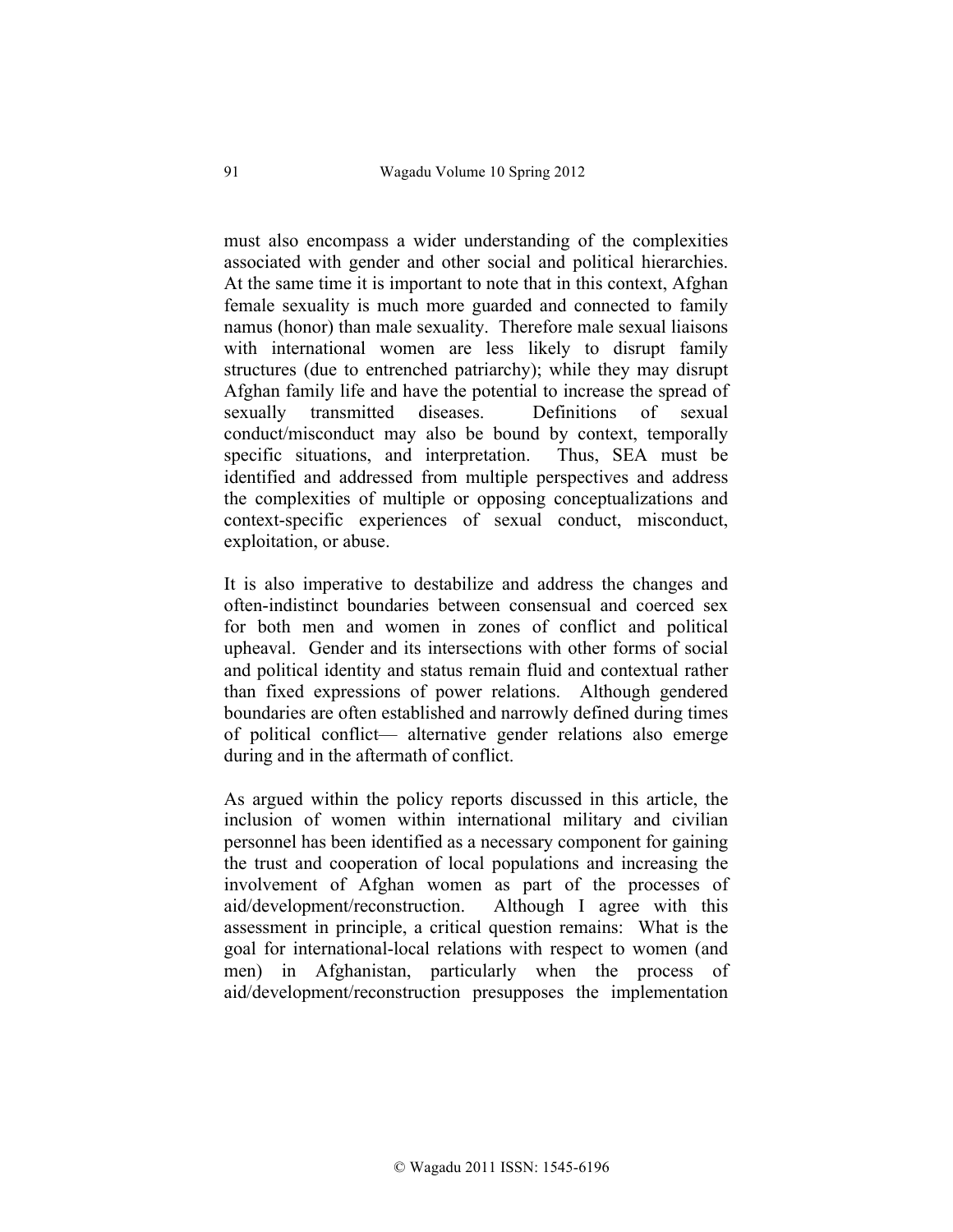must also encompass a wider understanding of the complexities associated with gender and other social and political hierarchies. At the same time it is important to note that in this context, Afghan female sexuality is much more guarded and connected to family namus (honor) than male sexuality. Therefore male sexual liaisons with international women are less likely to disrupt family structures (due to entrenched patriarchy); while they may disrupt Afghan family life and have the potential to increase the spread of sexually transmitted diseases. Definitions of sexual conduct/misconduct may also be bound by context, temporally specific situations, and interpretation. Thus, SEA must be identified and addressed from multiple perspectives and address the complexities of multiple or opposing conceptualizations and context-specific experiences of sexual conduct, misconduct, exploitation, or abuse.

It is also imperative to destabilize and address the changes and often-indistinct boundaries between consensual and coerced sex for both men and women in zones of conflict and political upheaval. Gender and its intersections with other forms of social and political identity and status remain fluid and contextual rather than fixed expressions of power relations. Although gendered boundaries are often established and narrowly defined during times of political conflict— alternative gender relations also emerge during and in the aftermath of conflict.

As argued within the policy reports discussed in this article, the inclusion of women within international military and civilian personnel has been identified as a necessary component for gaining the trust and cooperation of local populations and increasing the involvement of Afghan women as part of the processes of aid/development/reconstruction. Although I agree with this assessment in principle, a critical question remains: What is the goal for international-local relations with respect to women (and men) in Afghanistan, particularly when the process of aid/development/reconstruction presupposes the implementation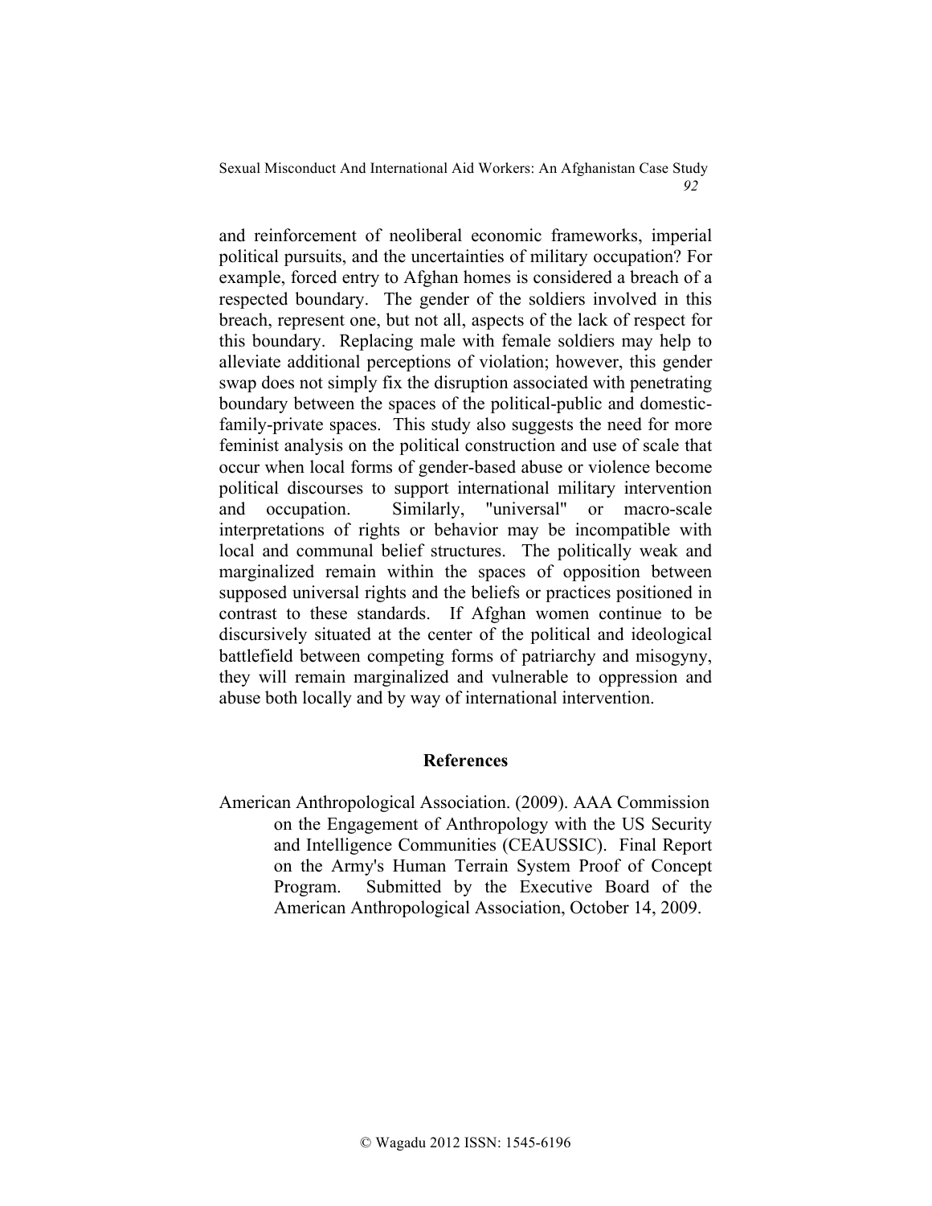and reinforcement of neoliberal economic frameworks, imperial political pursuits, and the uncertainties of military occupation? For example, forced entry to Afghan homes is considered a breach of a respected boundary. The gender of the soldiers involved in this breach, represent one, but not all, aspects of the lack of respect for this boundary. Replacing male with female soldiers may help to alleviate additional perceptions of violation; however, this gender swap does not simply fix the disruption associated with penetrating boundary between the spaces of the political-public and domestic-family-private spaces. This study also suggests the need for more feminist analysis on the political construction and use of scale that occur when local forms of gender-based abuse or violence become political discourses to support international military intervention and occupation. Similarly, "universal" or macro-scale interpretations of rights or behavior may be incompatible with local and communal belief structures. The politically weak and marginalized remain within the spaces of opposition between supposed universal rights and the beliefs or practices positioned in contrast to these standards. If Afghan women continue to be discursively situated at the center of the political and ideological battlefield between competing forms of patriarchy and misogyny, they will remain marginalized and vulnerable to oppression and abuse both locally and by way of international intervention.

## References

American Anthropological Association. (2009). AAA Commission on the Engagement of Anthropology with the US Security and Intelligence Communities (CEAUSSIC). Final Report on the Army's Human Terrain System Proof of Concept Program. Submitted by the Executive Board of the American Anthropological Association, October 14, 2009.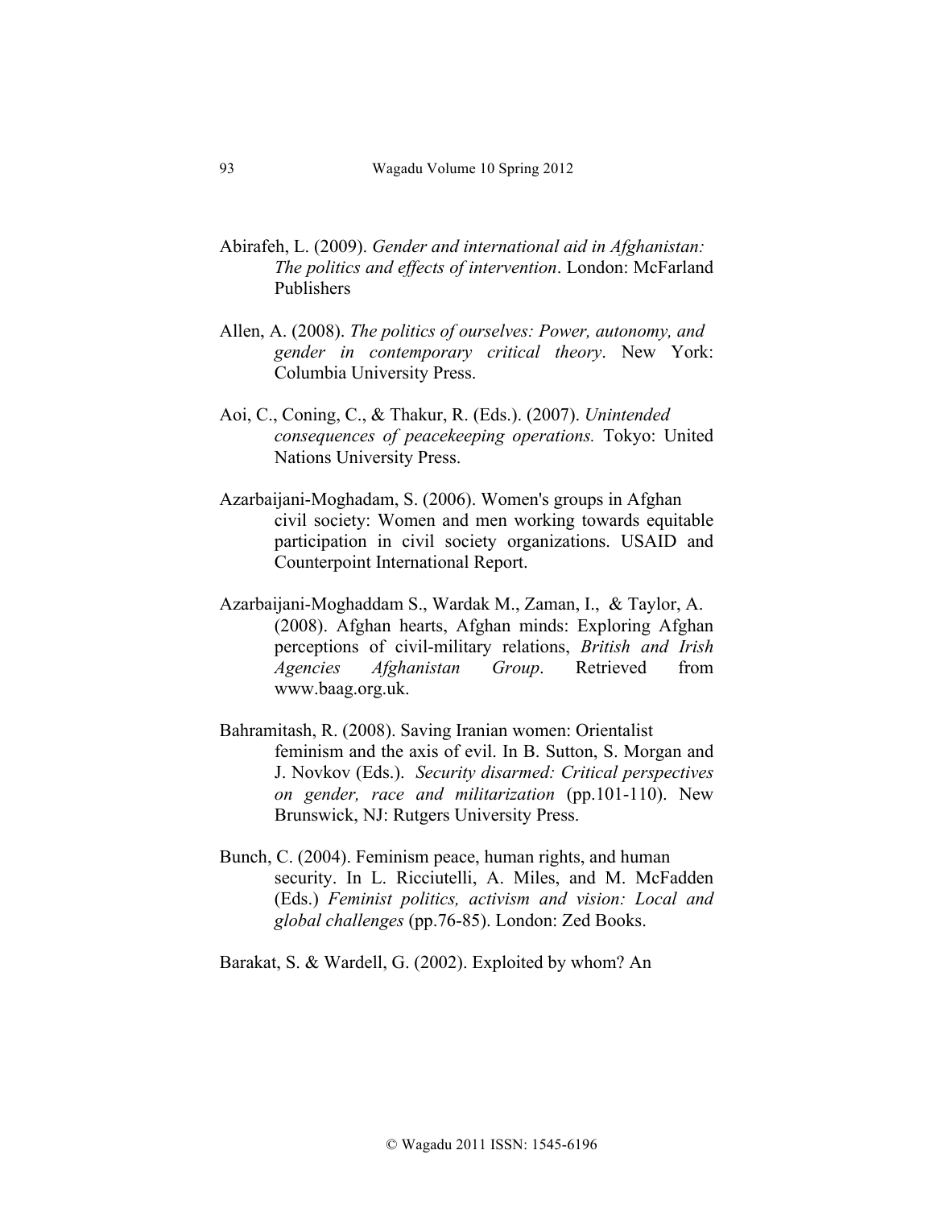Abirafeh, L. (2009). *Gender and international aid in Afghanistan: The politics and effects of intervention*. London: McFarland Publishers

Allen, A. (2008). *The politics of ourselves: Power, autonomy, and gender in contemporary critical theory*. New York: Columbia University Press.

Aoi, C., Coning, C., & Thakur, R. (Eds.). (2007). *Unintended consequences of peacekeeping operations.* Tokyo: United Nations University Press.

Azarbaijani-Moghadam, S. (2006). Women's groups in Afghan civil society: Women and men working towards equitable participation in civil society organizations. USAID and Counterpoint International Report.

Azarbaijani-Moghaddam S., Wardak M., Zaman, I., & Taylor, A. (2008). Afghan hearts, Afghan minds: Exploring Afghan perceptions of civil-military relations, *British and Irish Agencies Afghanistan Group*. Retrieved from www.baag.org.uk.

Bahramitash, R. (2008). Saving Iranian women: Orientalist feminism and the axis of evil. In B. Sutton, S. Morgan and J. Novkov (Eds.). *Security disarmed: Critical perspectives on gender, race and militarization* (pp.101-110). New Brunswick, NJ: Rutgers University Press.

Bunch, C. (2004). Feminism peace, human rights, and human security. In L. Ricciutelli, A. Miles, and M. McFadden (Eds.) *Feminist politics, activism and vision: Local and global challenges* (pp.76-85). London: Zed Books.

Barakat, S. & Wardell, G. (2002). Exploited by whom? An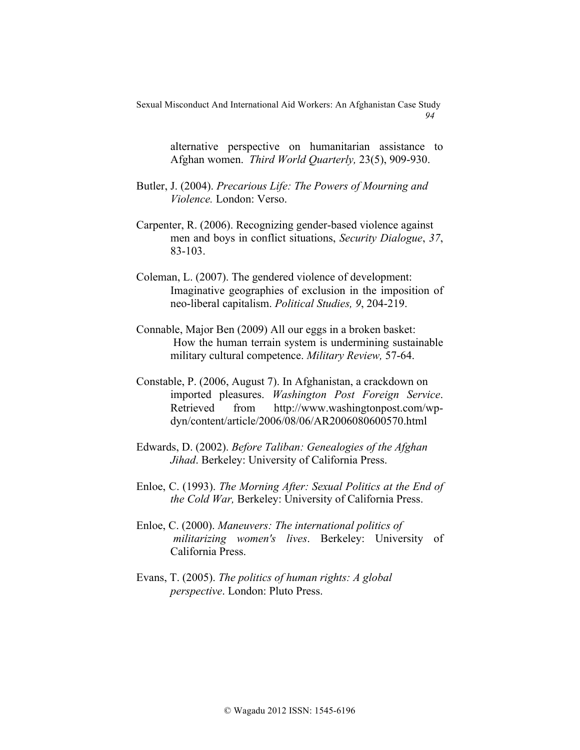alternative perspective on humanitarian assistance to Afghan women. *Third World Quarterly,* 23(5), 909-930.

Butler, J. (2004). *Precarious Life: The Powers of Mourning and Violence.* London: Verso.

Carpenter, R. (2006). Recognizing gender-based violence against men and boys in conflict situations, *Security Dialogue*, *37*, 83-103.

Coleman, L. (2007). The gendered violence of development: Imaginative geographies of exclusion in the imposition of neo-liberal capitalism. *Political Studies, 9*, 204-219.

Connable, Major Ben (2009) All our eggs in a broken basket: How the human terrain system is undermining sustainable military cultural competence. *Military Review,* 57-64.

Constable, P. (2006, August 7). In Afghanistan, a crackdown on imported pleasures. *Washington Post Foreign Service*. Retrieved from http://www.washingtonpost.com/wp-dyn/content/article/2006/08/06/AR2006080600570.html

Edwards, D. (2002). *Before Taliban: Genealogies of the Afghan Jihad*. Berkeley: University of California Press.

Enloe, C. (1993). *The Morning After: Sexual Politics at the End of the Cold War,* Berkeley: University of California Press.

Enloe, C. (2000). *Maneuvers: The international politics of militarizing women's lives*. Berkeley: University of California Press.

Evans, T. (2005). *The politics of human rights: A global perspective*. London: Pluto Press.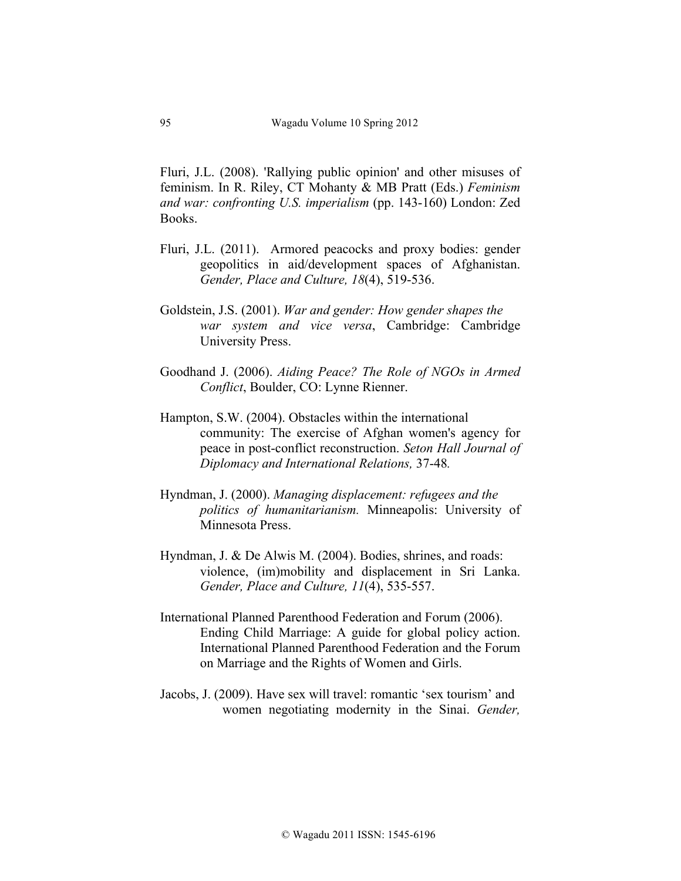Fluri, J.L. (2008). 'Rallying public opinion' and other misuses of feminism. In R. Riley, CT Mohanty & MB Pratt (Eds.) *Feminism and war: confronting U.S. imperialism* (pp. 143-160) London: Zed Books.

Fluri, J.L. (2011). Armored peacocks and proxy bodies: gender geopolitics in aid/development spaces of Afghanistan. *Gender, Place and Culture, 18*(4), 519-536.

Goldstein, J.S. (2001). *War and gender: How gender shapes the war system and vice versa*, Cambridge: Cambridge University Press.

Goodhand J. (2006). *Aiding Peace? The Role of NGOs in Armed Conflict*, Boulder, CO: Lynne Rienner.

Hampton, S.W. (2004). Obstacles within the international community: The exercise of Afghan women's agency for peace in post-conflict reconstruction. *Seton Hall Journal of Diplomacy and International Relations,* 37-48.

Hyndman, J. (2000). *Managing displacement: refugees and the politics of humanitarianism.* Minneapolis: University of Minnesota Press.

Hyndman, J. & De Alwis M. (2004). Bodies, shrines, and roads: violence, (im)mobility and displacement in Sri Lanka. *Gender, Place and Culture, 11*(4), 535-557.

International Planned Parenthood Federation and Forum (2006). Ending Child Marriage: A guide for global policy action. International Planned Parenthood Federation and the Forum on Marriage and the Rights of Women and Girls.

Jacobs, J. (2009). Have sex will travel: romantic 'sex tourism' and women negotiating modernity in the Sinai. *Gender,*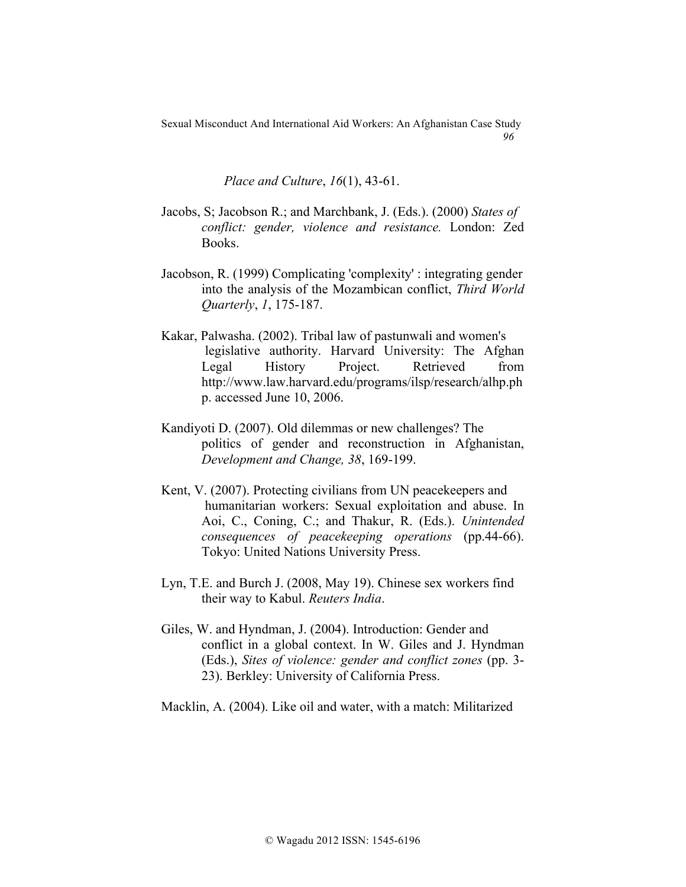*Place and Culture*, *16*(1), 43-61.

Jacobs, S; Jacobson R.; and Marchbank, J. (Eds.). (2000) *States of conflict: gender, violence and resistance.* London: Zed Books.

Jacobson, R. (1999) Complicating 'complexity' : integrating gender into the analysis of the Mozambican conflict, *Third World Quarterly*, *1*, 175-187.

Kakar, Palwasha. (2002). Tribal law of pastunwali and women's legislative authority. Harvard University: The Afghan Legal History Project. Retrieved from http://www.law.harvard.edu/programs/ilsp/research/alhp.php. accessed June 10, 2006.

Kandiyoti D. (2007). Old dilemmas or new challenges? The politics of gender and reconstruction in Afghanistan, *Development and Change, 38*, 169-199.

Kent, V. (2007). Protecting civilians from UN peacekeepers and humanitarian workers: Sexual exploitation and abuse. In Aoi, C., Coning, C.; and Thakur, R. (Eds.). *Unintended consequences of peacekeeping operations* (pp.44-66). Tokyo: United Nations University Press.

Lyn, T.E. and Burch J. (2008, May 19). Chinese sex workers find their way to Kabul. *Reuters India*.

Giles, W. and Hyndman, J. (2004). Introduction: Gender and conflict in a global context. In W. Giles and J. Hyndman (Eds.), *Sites of violence: gender and conflict zones* (pp. 3-23). Berkley: University of California Press.

Macklin, A. (2004). Like oil and water, with a match: Militarized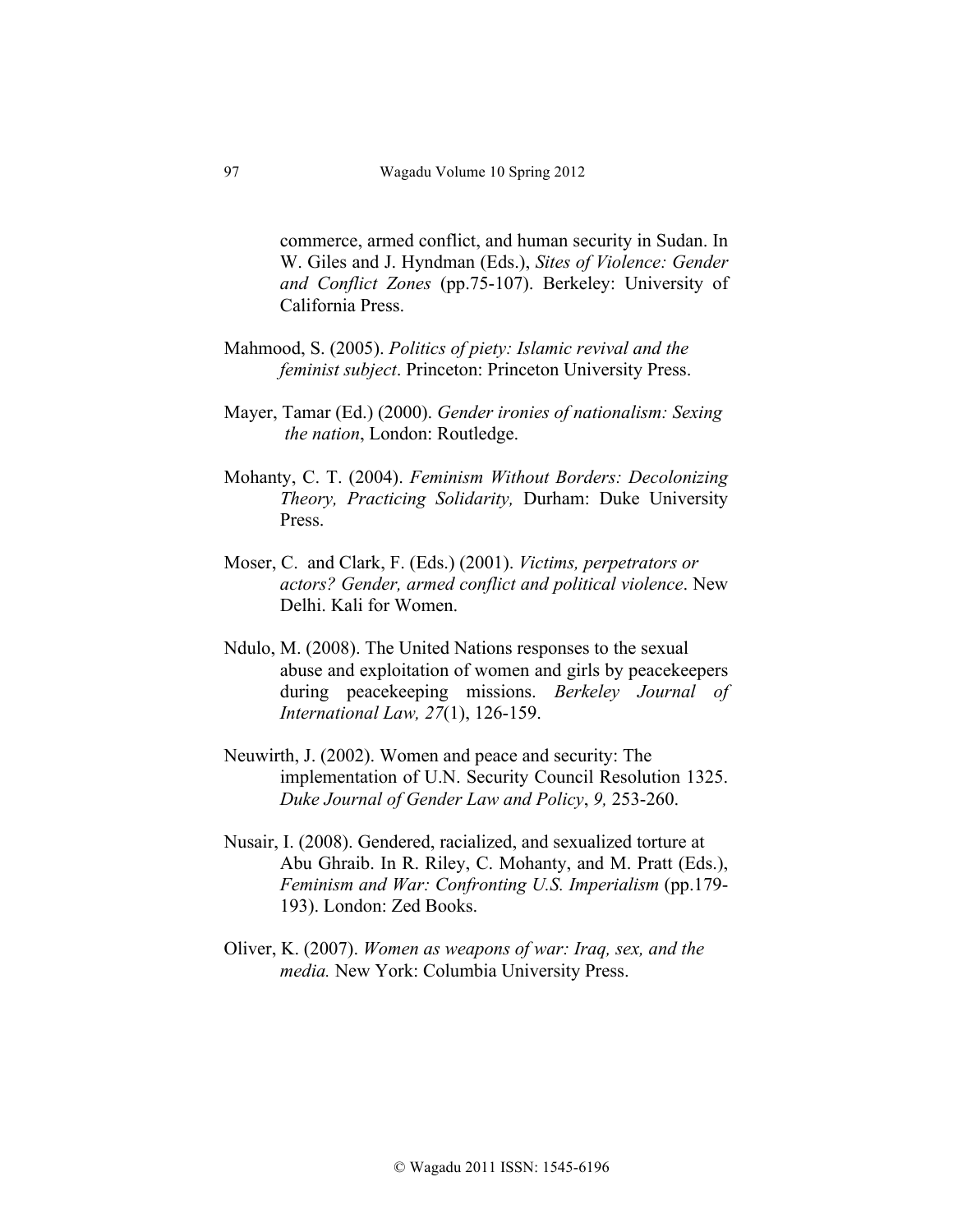commerce, armed conflict, and human security in Sudan. In W. Giles and J. Hyndman (Eds.), *Sites of Violence: Gender and Conflict Zones* (pp.75-107). Berkeley: University of California Press.

Mahmood, S. (2005). *Politics of piety: Islamic revival and the feminist subject*. Princeton: Princeton University Press.

Mayer, Tamar (Ed.) (2000). *Gender ironies of nationalism: Sexing the nation*, London: Routledge.

Mohanty, C. T. (2004). *Feminism Without Borders: Decolonizing Theory, Practicing Solidarity,* Durham: Duke University Press.

Moser, C. and Clark, F. (Eds.) (2001). *Victims, perpetrators or actors? Gender, armed conflict and political violence*. New Delhi. Kali for Women.

Ndulo, M. (2008). The United Nations responses to the sexual abuse and exploitation of women and girls by peacekeepers during peacekeeping missions. *Berkeley Journal of International Law, 27*(1), 126-159.

Neuwirth, J. (2002). Women and peace and security: The implementation of U.N. Security Council Resolution 1325. *Duke Journal of Gender Law and Policy*, *9,* 253-260.

Nusair, I. (2008). Gendered, racialized, and sexualized torture at Abu Ghraib. In R. Riley, C. Mohanty, and M. Pratt (Eds.), *Feminism and War: Confronting U.S. Imperialism* (pp.179-193). London: Zed Books.

Oliver, K. (2007). *Women as weapons of war: Iraq, sex, and the media.* New York: Columbia University Press.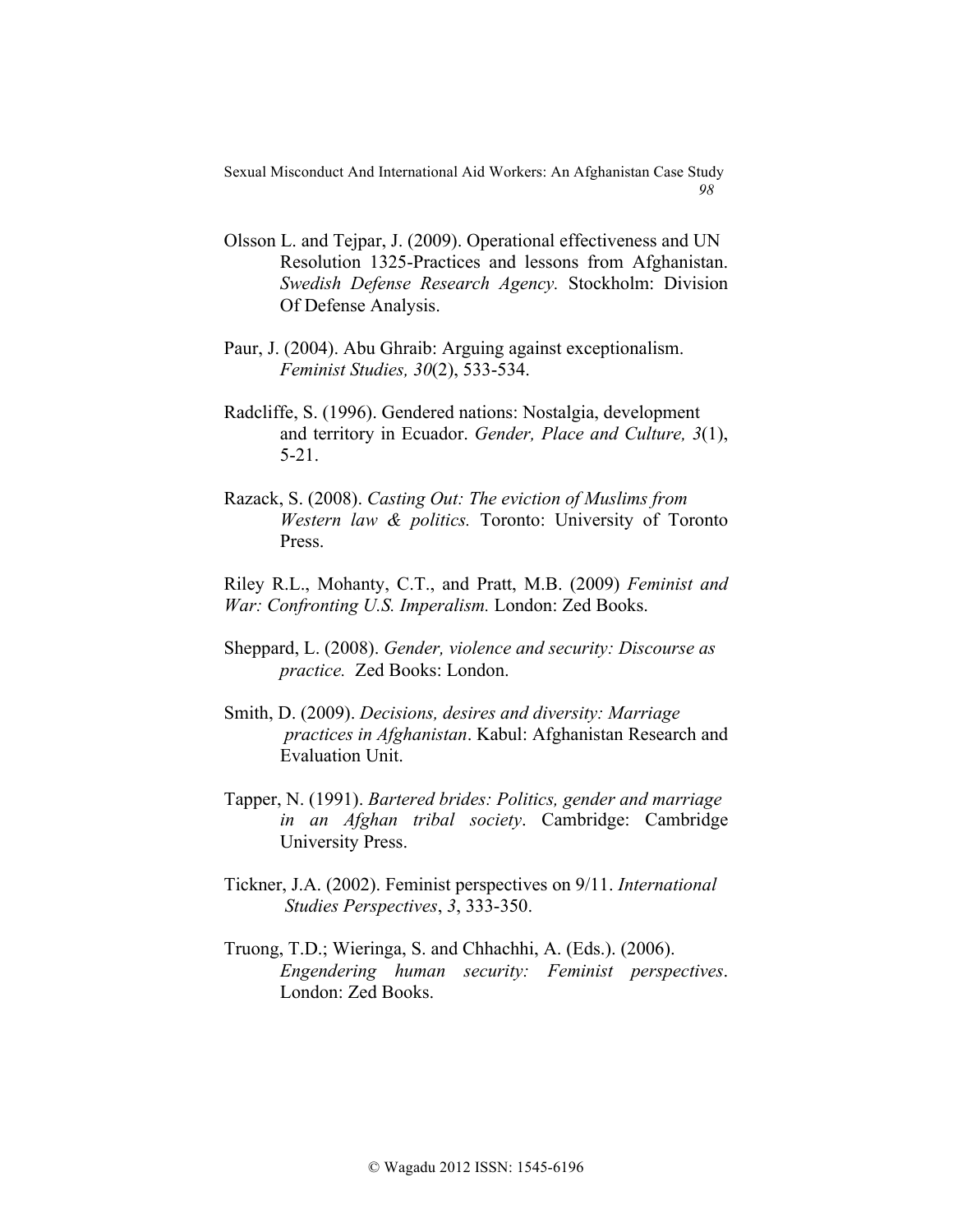Olsson L. and Tejpar, J. (2009). Operational effectiveness and UN Resolution 1325-Practices and lessons from Afghanistan. *Swedish Defense Research Agency.* Stockholm: Division Of Defense Analysis.

Paur, J. (2004). Abu Ghraib: Arguing against exceptionalism. *Feminist Studies, 30*(2), 533-534.

Radcliffe, S. (1996). Gendered nations: Nostalgia, development and territory in Ecuador. *Gender, Place and Culture, 3*(1), 5-21.

Razack, S. (2008). *Casting Out: The eviction of Muslims from Western law & politics.* Toronto: University of Toronto Press.

Riley R.L., Mohanty, C.T., and Pratt, M.B. (2009) *Feminist and War: Confronting U.S. Imperialism.* London: Zed Books.

Sheppard, L. (2008). *Gender, violence and security: Discourse as practice.* Zed Books: London.

Smith, D. (2009). *Decisions, desires and diversity: Marriage practices in Afghanistan*. Kabul: Afghanistan Research and Evaluation Unit.

Tapper, N. (1991). *Bartered brides: Politics, gender and marriage in an Afghan tribal society*. Cambridge: Cambridge University Press.

Tickner, J.A. (2002). Feminist perspectives on 9/11. *International Studies Perspectives*, *3*, 333-350.

Truong, T.D.; Wieringa, S. and Chhachhi, A. (Eds.). (2006). *Engendering human security: Feminist perspectives*. London: Zed Books.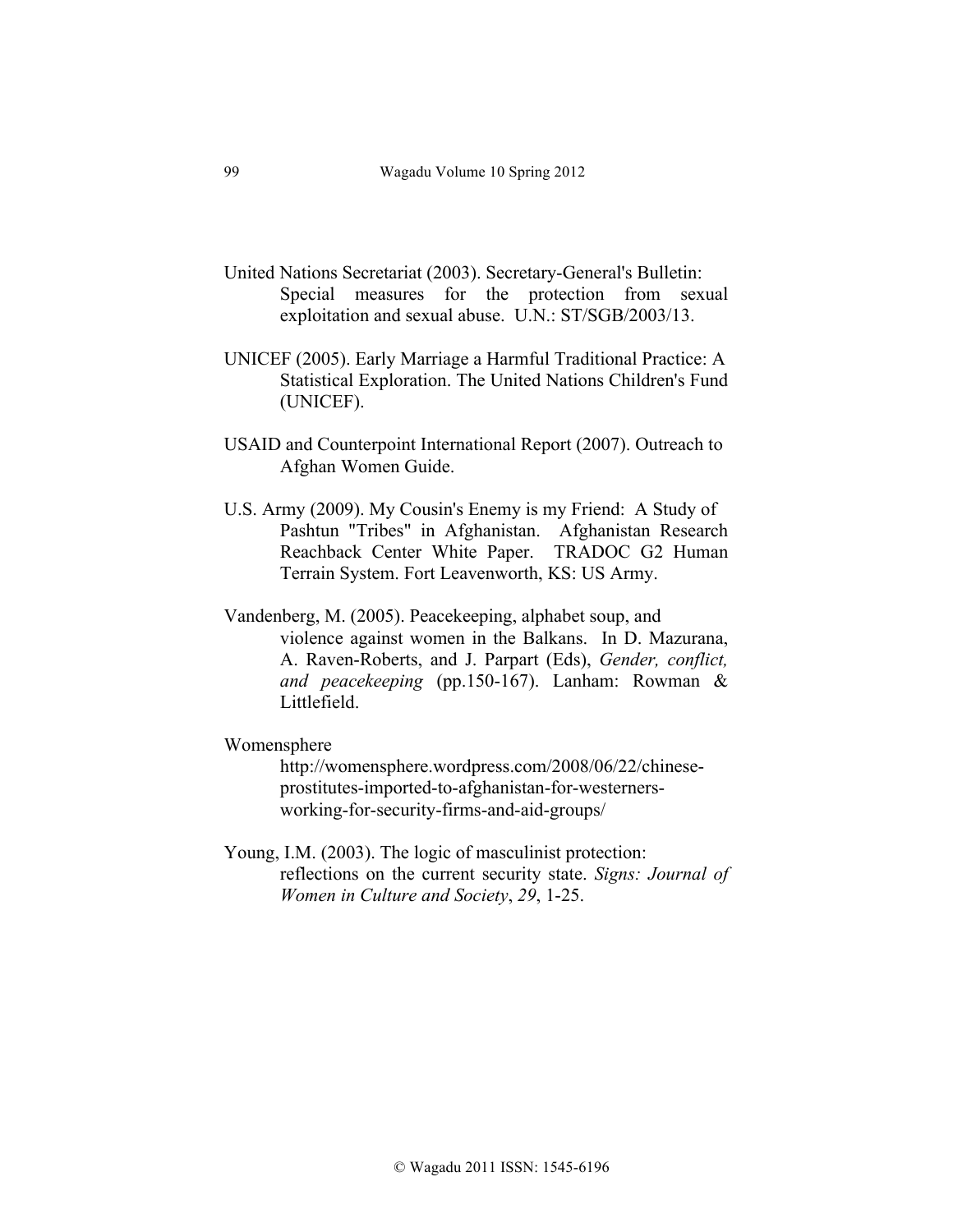United Nations Secretariat (2003). Secretary-General's Bulletin: Special measures for the protection from sexual exploitation and sexual abuse. U.N.: ST/SGB/2003/13.

UNICEF (2005). Early Marriage a Harmful Traditional Practice: A Statistical Exploration. The United Nations Children's Fund (UNICEF).

USAID and Counterpoint International Report (2007). Outreach to Afghan Women Guide.

U.S. Army (2009). My Cousin's Enemy is my Friend: A Study of Pashtun "Tribes" in Afghanistan. Afghanistan Research Reachback Center White Paper. TRADOC G2 Human Terrain System. Fort Leavenworth, KS: US Army.

Vandenberg, M. (2005). Peacekeeping, alphabet soup, and violence against women in the Balkans. In D. Mazurana, A. Raven-Roberts, and J. Parpart (Eds), *Gender, conflict, and peacekeeping* (pp.150-167). Lanham: Rowman & Littlefield.

Womensphere http://womensphere.wordpress.com/2008/06/22/chinese-prostitutes-imported-to-afghanistan-for-westerners-working-for-security-firms-and-aid-groups/

Young, I.M. (2003). The logic of masculinist protection: reflections on the current security state. *Signs: Journal of Women in Culture and Society*, *29*, 1-25.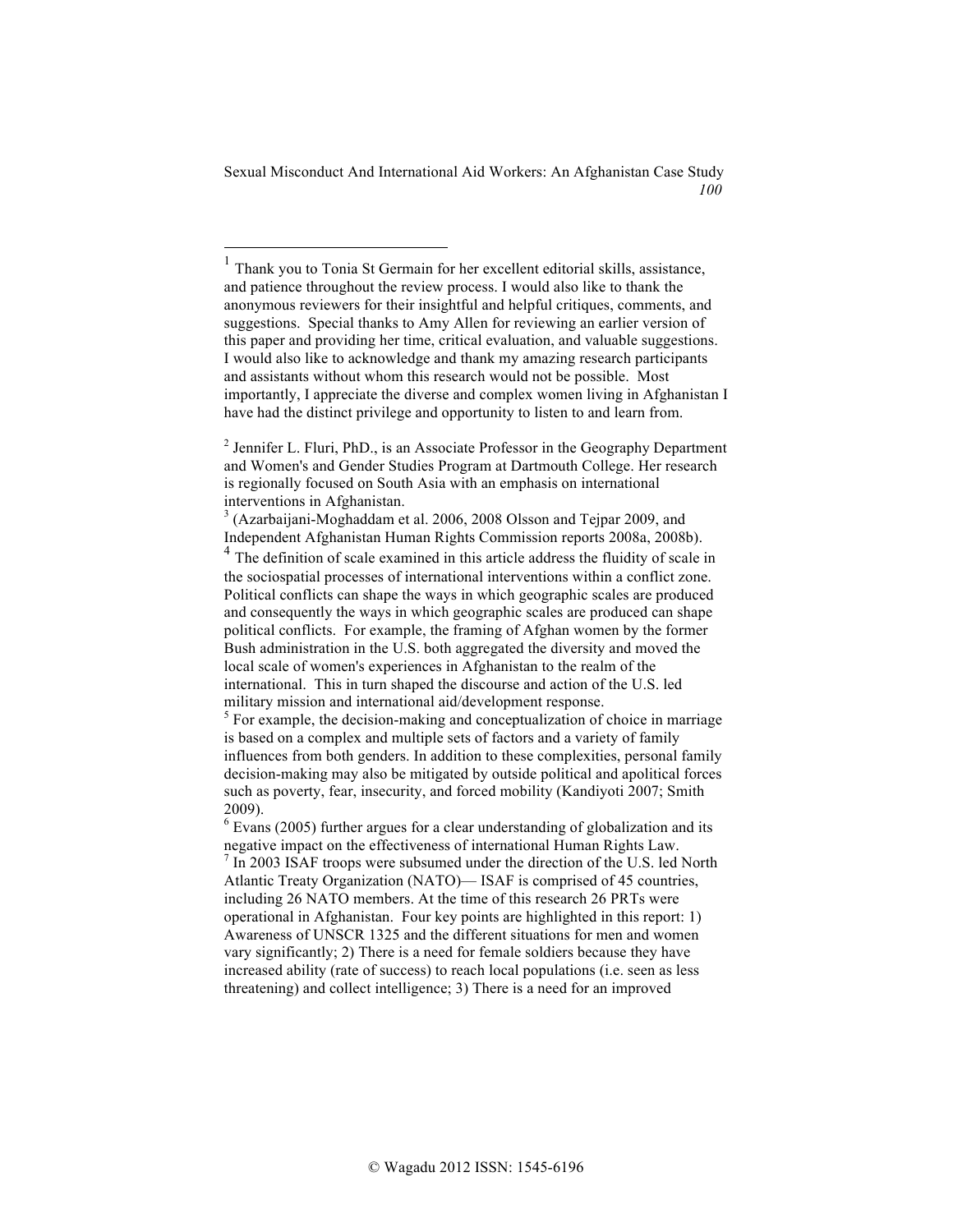[1] Thank you to Tonia St Germain for her excellent editorial skills, assistance, and patience throughout the review process. I would also like to thank the anonymous reviewers for their insightful and helpful critiques, comments, and suggestions. Special thanks to Amy Allen for reviewing an earlier version of this paper and providing her time, critical evaluation, and valuable suggestions. I would also like to acknowledge and thank my amazing research participants and assistants without whom this research would not be possible. Most importantly, I appreciate the diverse and complex women living in Afghanistan I have had the distinct privilege and opportunity to listen to and learn from.

[2] Jennifer L. Fluri, PhD., is an Associate Professor in the Geography Department and Women's and Gender Studies Program at Dartmouth College. Her research is regionally focused on South Asia with an emphasis on international interventions in Afghanistan.

[3] (Azarbaijani-Moghaddam et al. 2006, 2008 Olsson and Tejpar 2009, and Independent Afghanistan Human Rights Commission reports 2008a, 2008b).

[4] The definition of scale examined in this article address the fluidity of scale in the sociospatial processes of international interventions within a conflict zone. Political conflicts can shape the ways in which geographic scales are produced and consequently the ways in which geographic scales are produced can shape political conflicts. For example, the framing of Afghan women by the former Bush administration in the U.S. both aggregated the diversity and moved the local scale of women's experiences in Afghanistan to the realm of the international. This in turn shaped the discourse and action of the U.S. led military mission and international aid/development response.

[5] For example, the decision-making and conceptualization of choice in marriage is based on a complex and multiple sets of factors and a variety of family influences from both genders. In addition to these complexities, personal family decision-making may also be mitigated by outside political and apolitical forces such as poverty, fear, insecurity, and forced mobility (Kandiyoti 2007; Smith 2009).

[6] Evans (2005) further argues for a clear understanding of globalization and its negative impact on the effectiveness of international Human Rights Law.

[7] In 2003 ISAF troops were subsumed under the direction of the U.S. led North Atlantic Treaty Organization (NATO)— ISAF is comprised of 45 countries, including 26 NATO members. At the time of this research 26 PRTs were operational in Afghanistan. Four key points are highlighted in this report: 1) Awareness of UNSCR 1325 and the different situations for men and women vary significantly; 2) There is a need for female soldiers because they have increased ability (rate of success) to reach local populations (i.e. seen as less threatening) and collect intelligence; 3) There is a need for an improved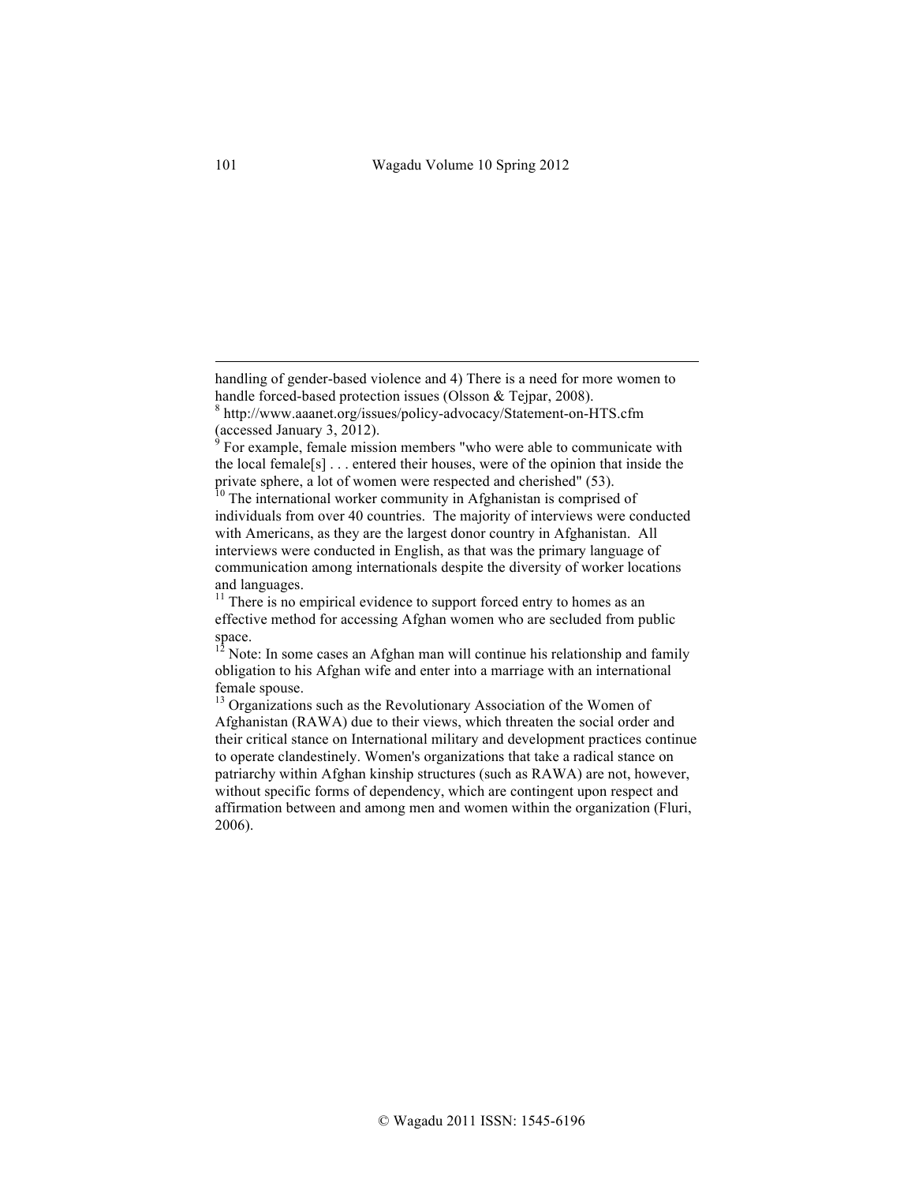handling of gender-based violence and 4) There is a need for more women to handle forced-based protection issues (Olsson & Tejpar, 2008).

[8] http://www.aaanet.org/issues/policy-advocacy/Statement-on-HTS.cfm (accessed January 3, 2012).

[9] For example, female mission members "who were able to communicate with the local female[s] . . . entered their houses, were of the opinion that inside the private sphere, a lot of women were respected and cherished" (53).

[10] The international worker community in Afghanistan is comprised of individuals from over 40 countries. The majority of interviews were conducted with Americans, as they are the largest donor country in Afghanistan. All interviews were conducted in English, as that was the primary language of communication among internationals despite the diversity of worker locations and languages.

[11] There is no empirical evidence to support forced entry to homes as an effective method for accessing Afghan women who are secluded from public space.

[12] Note: In some cases an Afghan man will continue his relationship and family obligation to his Afghan wife and enter into a marriage with an international female spouse.

[13] Organizations such as the Revolutionary Association of the Women of Afghanistan (RAWA) due to their views, which threaten the social order and their critical stance on International military and development practices continue to operate clandestinely. Women's organizations that take a radical stance on patriarchy within Afghan kinship structures (such as RAWA) are not, however, without specific forms of dependency, which are contingent upon respect and affirmation between and among men and women within the organization (Fluri, 2006).